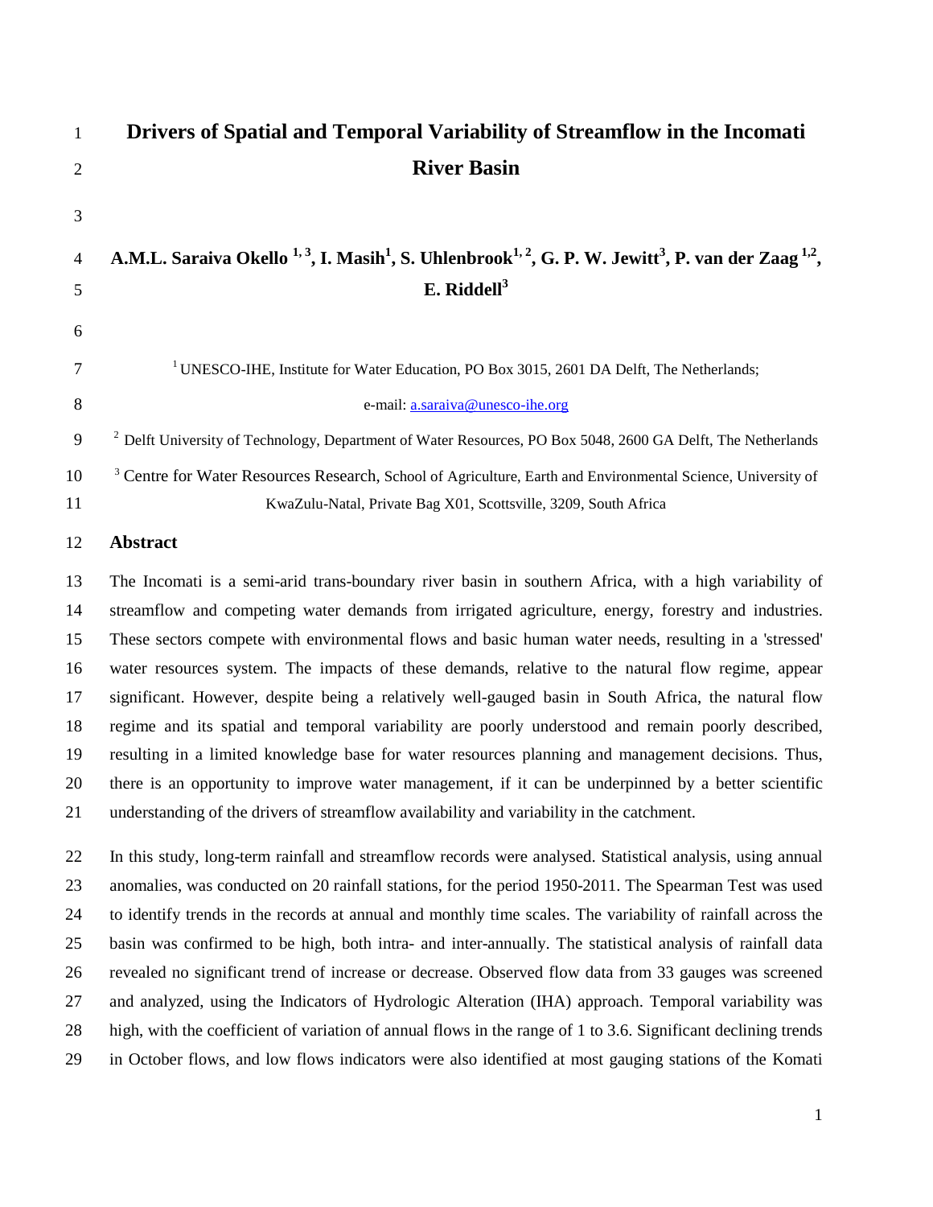# Drivers of Spatial and Temporal Variability of Streamflow in the Incomati River Basin

**A.M.L. Saraiva Okello [1, 3], I. Masih[1], S. Uhlenbrook[1, 2], G. P. W. Jewitt[3], P. van der Zaag [1,2], E. Riddell[3]**

[1] UNESCO-IHE, Institute for Water Education, PO Box 3015, 2601 DA Delft, The Netherlands;

e-mail: a.saraiva@unesco-ihe.org

[2] Delft University of Technology, Department of Water Resources, PO Box 5048, 2600 GA Delft, The Netherlands

[3] Centre for Water Resources Research, School of Agriculture, Earth and Environmental Science, University of KwaZulu-Natal, Private Bag X01, Scottsville, 3209, South Africa

## Abstract

The Incomati is a semi-arid trans-boundary river basin in southern Africa, with a high variability of streamflow and competing water demands from irrigated agriculture, energy, forestry and industries. These sectors compete with environmental flows and basic human water needs, resulting in a 'stressed' water resources system. The impacts of these demands, relative to the natural flow regime, appear significant. However, despite being a relatively well-gauged basin in South Africa, the natural flow regime and its spatial and temporal variability are poorly understood and remain poorly described, resulting in a limited knowledge base for water resources planning and management decisions. Thus, there is an opportunity to improve water management, if it can be underpinned by a better scientific understanding of the drivers of streamflow availability and variability in the catchment.

In this study, long-term rainfall and streamflow records were analysed. Statistical analysis, using annual anomalies, was conducted on 20 rainfall stations, for the period 1950-2011. The Spearman Test was used to identify trends in the records at annual and monthly time scales. The variability of rainfall across the basin was confirmed to be high, both intra- and inter-annually. The statistical analysis of rainfall data revealed no significant trend of increase or decrease. Observed flow data from 33 gauges was screened and analyzed, using the Indicators of Hydrologic Alteration (IHA) approach. Temporal variability was high, with the coefficient of variation of annual flows in the range of 1 to 3.6. Significant declining trends in October flows, and low flows indicators were also identified at most gauging stations of the Komati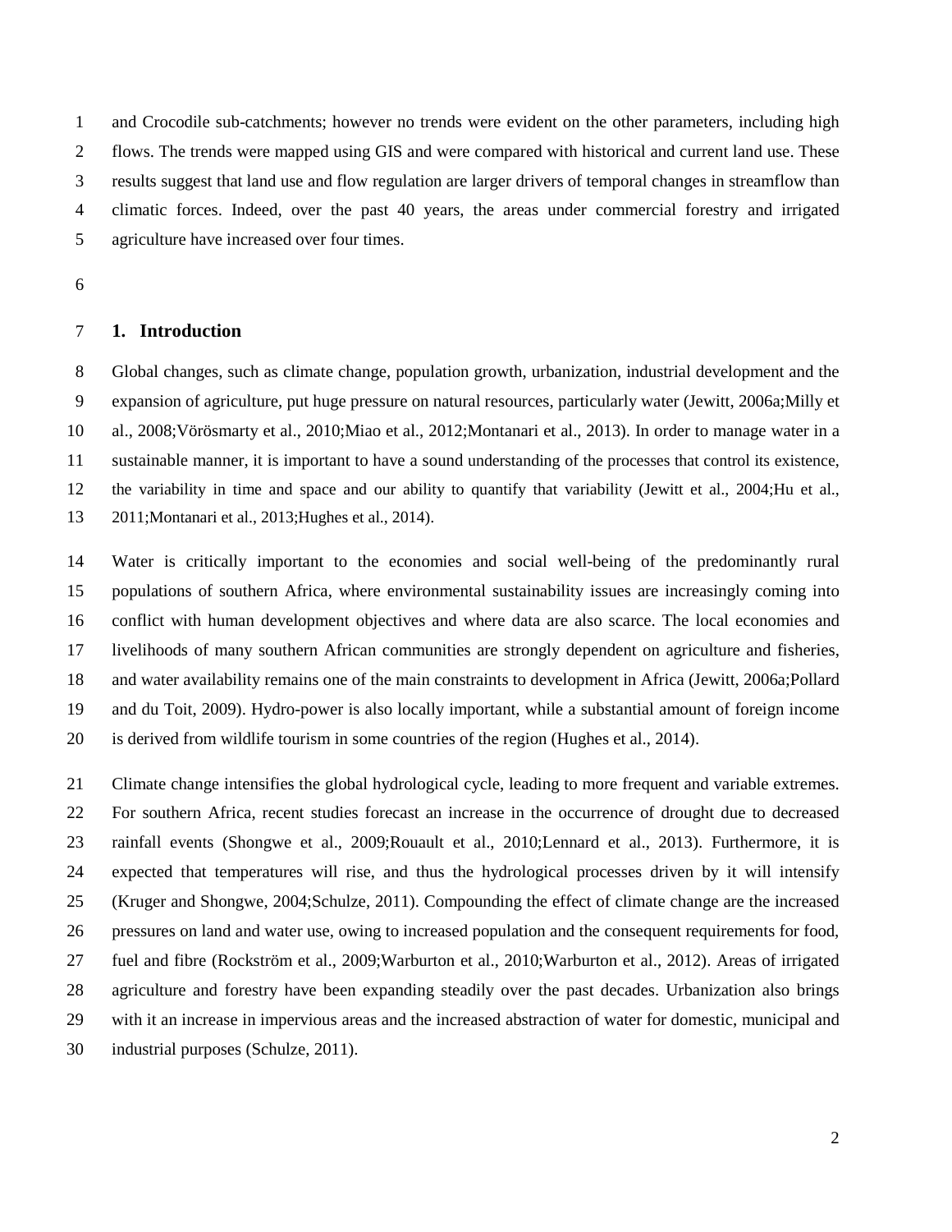and Crocodile sub-catchments; however no trends were evident on the other parameters, including high flows. The trends were mapped using GIS and were compared with historical and current land use. These results suggest that land use and flow regulation are larger drivers of temporal changes in streamflow than climatic forces. Indeed, over the past 40 years, the areas under commercial forestry and irrigated agriculture have increased over four times.

## 1. Introduction

Global changes, such as climate change, population growth, urbanization, industrial development and the expansion of agriculture, put huge pressure on natural resources, particularly water (Jewitt, 2006a;Milly et al., 2008;Vörösmarty et al., 2010;Miao et al., 2012;Montanari et al., 2013). In order to manage water in a sustainable manner, it is important to have a sound understanding of the processes that control its existence, the variability in time and space and our ability to quantify that variability (Jewitt et al., 2004;Hu et al., 2011;Montanari et al., 2013;Hughes et al., 2014).

Water is critically important to the economies and social well-being of the predominantly rural populations of southern Africa, where environmental sustainability issues are increasingly coming into conflict with human development objectives and where data are also scarce. The local economies and livelihoods of many southern African communities are strongly dependent on agriculture and fisheries, and water availability remains one of the main constraints to development in Africa (Jewitt, 2006a;Pollard and du Toit, 2009). Hydro-power is also locally important, while a substantial amount of foreign income is derived from wildlife tourism in some countries of the region (Hughes et al., 2014).

Climate change intensifies the global hydrological cycle, leading to more frequent and variable extremes. For southern Africa, recent studies forecast an increase in the occurrence of drought due to decreased rainfall events (Shongwe et al., 2009;Rouault et al., 2010;Lennard et al., 2013). Furthermore, it is expected that temperatures will rise, and thus the hydrological processes driven by it will intensify (Kruger and Shongwe, 2004;Schulze, 2011). Compounding the effect of climate change are the increased pressures on land and water use, owing to increased population and the consequent requirements for food, fuel and fibre (Rockström et al., 2009;Warburton et al., 2010;Warburton et al., 2012). Areas of irrigated agriculture and forestry have been expanding steadily over the past decades. Urbanization also brings with it an increase in impervious areas and the increased abstraction of water for domestic, municipal and industrial purposes (Schulze, 2011).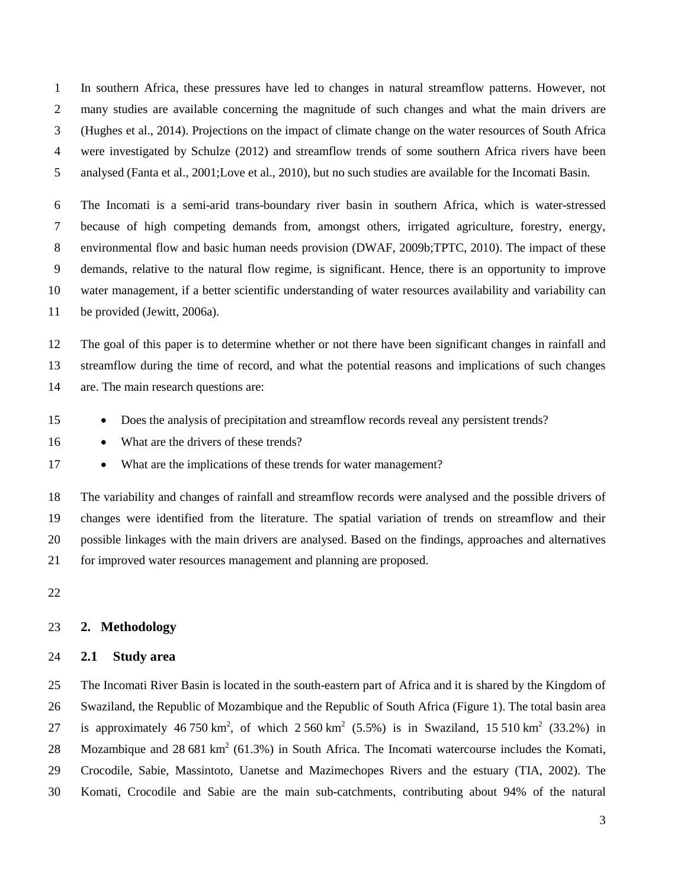In southern Africa, these pressures have led to changes in natural streamflow patterns. However, not many studies are available concerning the magnitude of such changes and what the main drivers are (Hughes et al., 2014). Projections on the impact of climate change on the water resources of South Africa were investigated by Schulze (2012) and streamflow trends of some southern Africa rivers have been analysed (Fanta et al., 2001;Love et al., 2010), but no such studies are available for the Incomati Basin.

The Incomati is a semi-arid trans-boundary river basin in southern Africa, which is water-stressed because of high competing demands from, amongst others, irrigated agriculture, forestry, energy, environmental flow and basic human needs provision (DWAF, 2009b;TPTC, 2010). The impact of these demands, relative to the natural flow regime, is significant. Hence, there is an opportunity to improve water management, if a better scientific understanding of water resources availability and variability can be provided (Jewitt, 2006a).

The goal of this paper is to determine whether or not there have been significant changes in rainfall and streamflow during the time of record, and what the potential reasons and implications of such changes are. The main research questions are:

- Does the analysis of precipitation and streamflow records reveal any persistent trends?
- What are the drivers of these trends?
- What are the implications of these trends for water management?

The variability and changes of rainfall and streamflow records were analysed and the possible drivers of changes were identified from the literature. The spatial variation of trends on streamflow and their possible linkages with the main drivers are analysed. Based on the findings, approaches and alternatives for improved water resources management and planning are proposed.

## 2. Methodology

### 2.1 Study area

The Incomati River Basin is located in the south-eastern part of Africa and it is shared by the Kingdom of Swaziland, the Republic of Mozambique and the Republic of South Africa (Figure 1). The total basin area is approximately 46 750 km$^2$, of which 2 560 km$^2$ (5.5%) is in Swaziland, 15 510 km$^2$ (33.2%) in Mozambique and 28 681 km$^2$ (61.3%) in South Africa. The Incomati watercourse includes the Komati, Crocodile, Sabie, Massintoto, Uanetse and Mazimechopes Rivers and the estuary (TIA, 2002). The Komati, Crocodile and Sabie are the main sub-catchments, contributing about 94% of the natural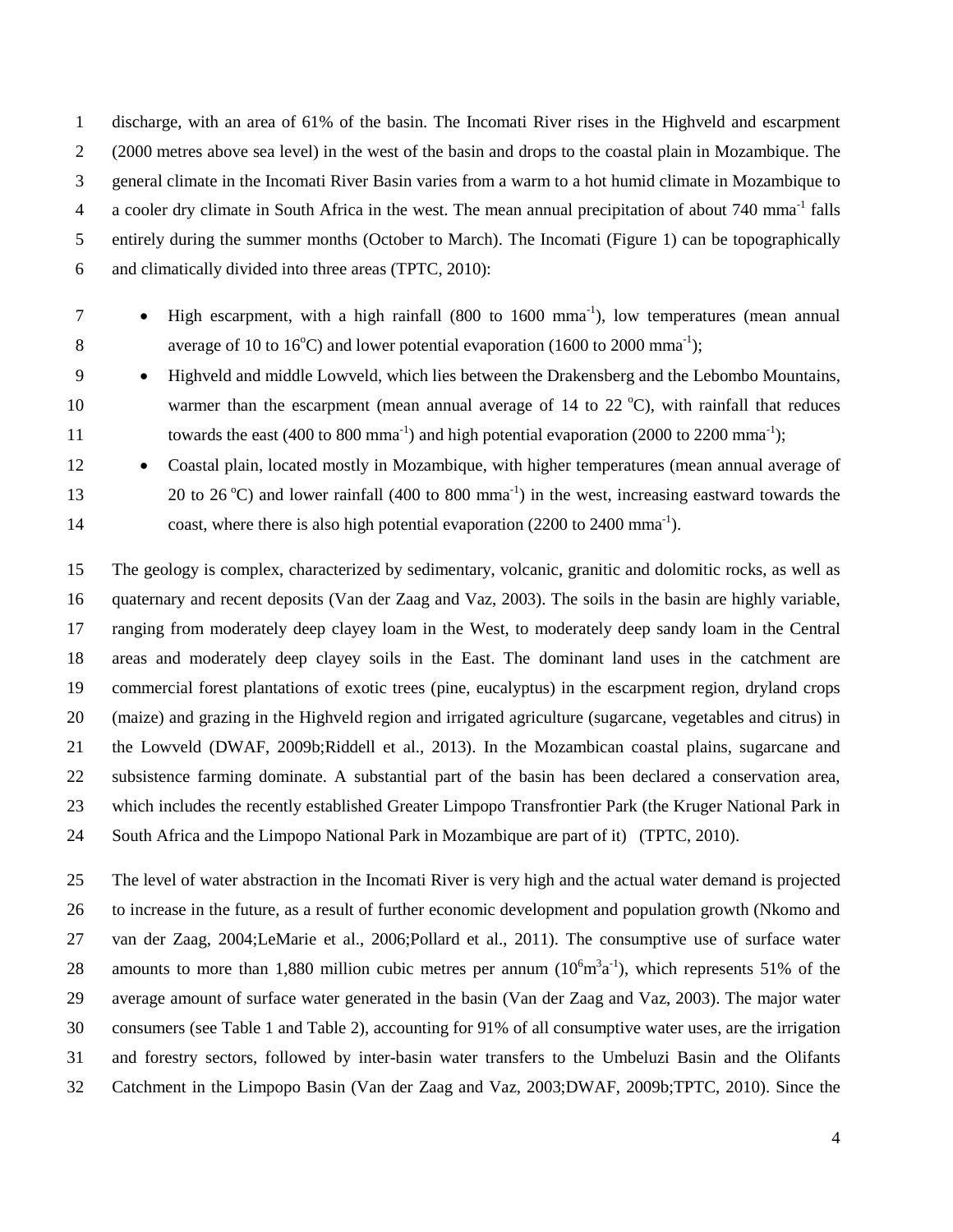discharge, with an area of 61% of the basin. The Incomati River rises in the Highveld and escarpment (2000 metres above sea level) in the west of the basin and drops to the coastal plain in Mozambique. The general climate in the Incomati River Basin varies from a warm to a hot humid climate in Mozambique to a cooler dry climate in South Africa in the west. The mean annual precipitation of about 740 $mma^{-1}$ falls entirely during the summer months (October to March). The Incomati (Figure 1) can be topographically and climatically divided into three areas (TPTC, 2010):

- High escarpment, with a high rainfall (800 to 1600 $mma^{-1}$), low temperatures (mean annual average of 10 to 16$^{o}$C) and lower potential evaporation (1600 to 2000 $mma^{-1}$);
- Highveld and middle Lowveld, which lies between the Drakensberg and the Lebombo Mountains, warmer than the escarpment (mean annual average of 14 to 22 $^{o}$C), with rainfall that reduces towards the east (400 to 800 $mma^{-1}$) and high potential evaporation (2000 to 2200 $mma^{-1}$);
- Coastal plain, located mostly in Mozambique, with higher temperatures (mean annual average of 20 to 26 $^{o}$C) and lower rainfall (400 to 800 $mma^{-1}$) in the west, increasing eastward towards the coast, where there is also high potential evaporation (2200 to 2400 $mma^{-1}$).

The geology is complex, characterized by sedimentary, volcanic, granitic and dolomitic rocks, as well as quaternary and recent deposits (Van der Zaag and Vaz, 2003). The soils in the basin are highly variable, ranging from moderately deep clayey loam in the West, to moderately deep sandy loam in the Central areas and moderately deep clayey soils in the East. The dominant land uses in the catchment are commercial forest plantations of exotic trees (pine, eucalyptus) in the escarpment region, dryland crops (maize) and grazing in the Highveld region and irrigated agriculture (sugarcane, vegetables and citrus) in the Lowveld (DWAF, 2009b;Riddell et al., 2013). In the Mozambican coastal plains, sugarcane and subsistence farming dominate. A substantial part of the basin has been declared a conservation area, which includes the recently established Greater Limpopo Transfrontier Park (the Kruger National Park in South Africa and the Limpopo National Park in Mozambique are part of it) (TPTC, 2010).

The level of water abstraction in the Incomati River is very high and the actual water demand is projected to increase in the future, as a result of further economic development and population growth (Nkomo and van der Zaag, 2004;LeMarie et al., 2006;Pollard et al., 2011). The consumptive use of surface water amounts to more than 1,880 million cubic metres per annum ($10^{6}m^{3}a^{-1}$), which represents 51% of the average amount of surface water generated in the basin (Van der Zaag and Vaz, 2003). The major water consumers (see Table 1 and Table 2), accounting for 91% of all consumptive water uses, are the irrigation and forestry sectors, followed by inter-basin water transfers to the Umbeluzi Basin and the Olifants Catchment in the Limpopo Basin (Van der Zaag and Vaz, 2003;DWAF, 2009b;TPTC, 2010). Since the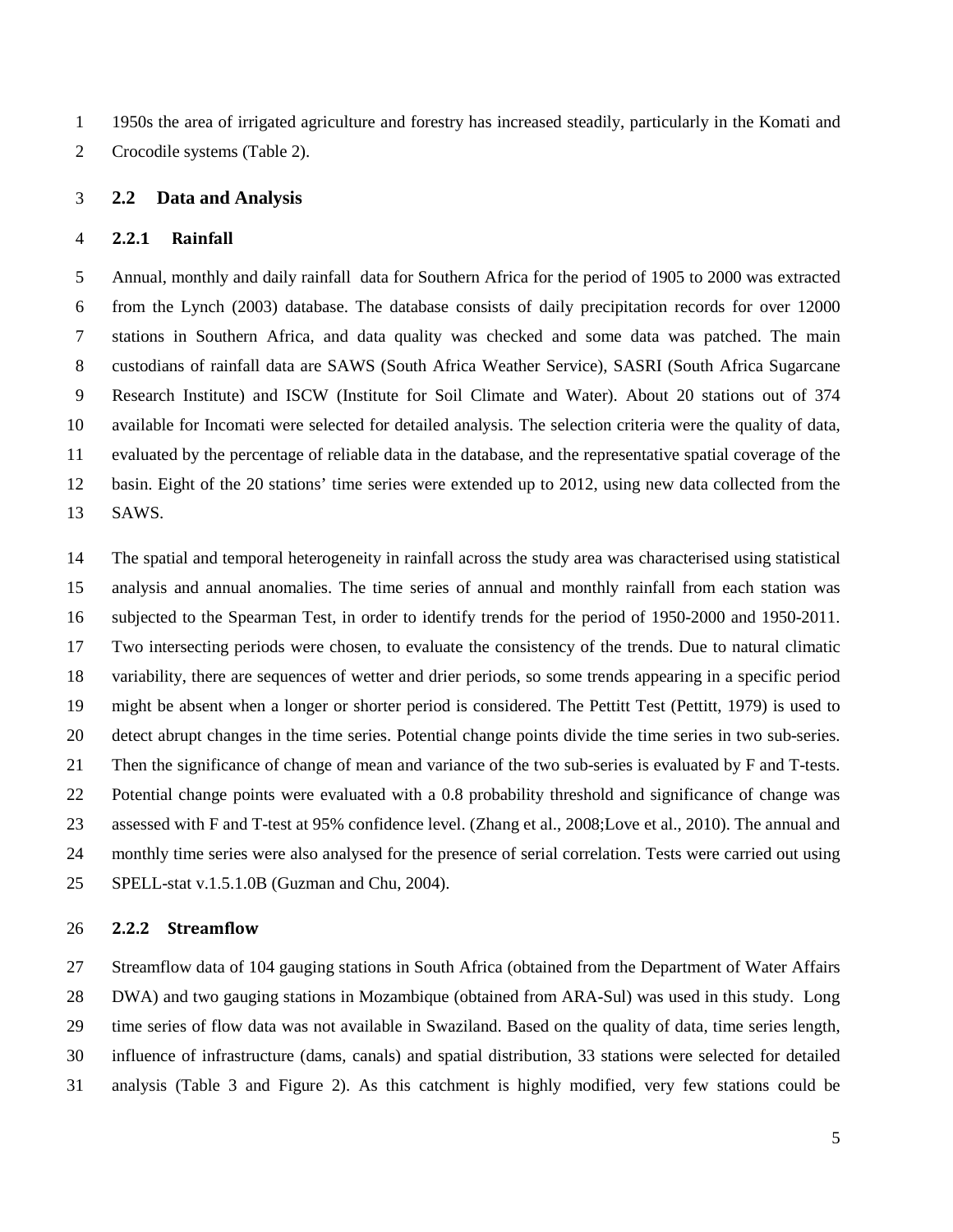1950s the area of irrigated agriculture and forestry has increased steadily, particularly in the Komati and Crocodile systems (Table 2).

## 2.2 Data and Analysis

### 2.2.1 Rainfall

Annual, monthly and daily rainfall data for Southern Africa for the period of 1905 to 2000 was extracted from the Lynch (2003) database. The database consists of daily precipitation records for over 12000 stations in Southern Africa, and data quality was checked and some data was patched. The main custodians of rainfall data are SAWS (South Africa Weather Service), SASRI (South Africa Sugarcane Research Institute) and ISCW (Institute for Soil Climate and Water). About 20 stations out of 374 available for Incomati were selected for detailed analysis. The selection criteria were the quality of data, evaluated by the percentage of reliable data in the database, and the representative spatial coverage of the basin. Eight of the 20 stations' time series were extended up to 2012, using new data collected from the SAWS.

The spatial and temporal heterogeneity in rainfall across the study area was characterised using statistical analysis and annual anomalies. The time series of annual and monthly rainfall from each station was subjected to the Spearman Test, in order to identify trends for the period of 1950-2000 and 1950-2011. Two intersecting periods were chosen, to evaluate the consistency of the trends. Due to natural climatic variability, there are sequences of wetter and drier periods, so some trends appearing in a specific period might be absent when a longer or shorter period is considered. The Pettitt Test (Pettitt, 1979) is used to detect abrupt changes in the time series. Potential change points divide the time series in two sub-series. Then the significance of change of mean and variance of the two sub-series is evaluated by F and T-tests. Potential change points were evaluated with a 0.8 probability threshold and significance of change was assessed with F and T-test at 95% confidence level. (Zhang et al., 2008;Love et al., 2010). The annual and monthly time series were also analysed for the presence of serial correlation. Tests were carried out using SPELL-stat v.1.5.1.0B (Guzman and Chu, 2004).

### 2.2.2 Streamflow

Streamflow data of 104 gauging stations in South Africa (obtained from the Department of Water Affairs DWA) and two gauging stations in Mozambique (obtained from ARA-Sul) was used in this study. Long time series of flow data was not available in Swaziland. Based on the quality of data, time series length, influence of infrastructure (dams, canals) and spatial distribution, 33 stations were selected for detailed analysis (Table 3 and Figure 2). As this catchment is highly modified, very few stations could be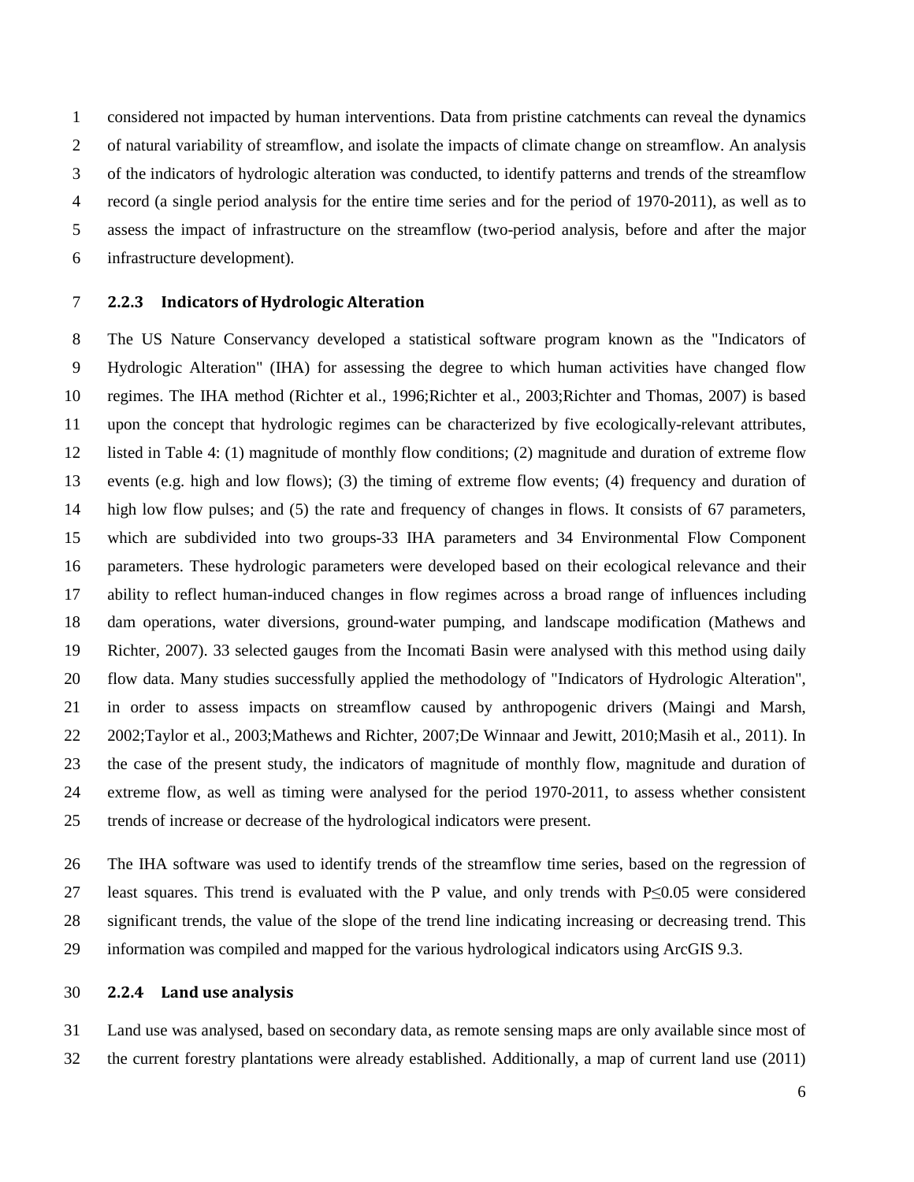considered not impacted by human interventions. Data from pristine catchments can reveal the dynamics of natural variability of streamflow, and isolate the impacts of climate change on streamflow. An analysis of the indicators of hydrologic alteration was conducted, to identify patterns and trends of the streamflow record (a single period analysis for the entire time series and for the period of 1970-2011), as well as to assess the impact of infrastructure on the streamflow (two-period analysis, before and after the major infrastructure development).

### 2.2.3 Indicators of Hydrologic Alteration

The US Nature Conservancy developed a statistical software program known as the "Indicators of Hydrologic Alteration" (IHA) for assessing the degree to which human activities have changed flow regimes. The IHA method (Richter et al., 1996;Richter et al., 2003;Richter and Thomas, 2007) is based upon the concept that hydrologic regimes can be characterized by five ecologically-relevant attributes, listed in Table 4: (1) magnitude of monthly flow conditions; (2) magnitude and duration of extreme flow events (e.g. high and low flows); (3) the timing of extreme flow events; (4) frequency and duration of high low flow pulses; and (5) the rate and frequency of changes in flows. It consists of 67 parameters, which are subdivided into two groups-33 IHA parameters and 34 Environmental Flow Component parameters. These hydrologic parameters were developed based on their ecological relevance and their ability to reflect human-induced changes in flow regimes across a broad range of influences including dam operations, water diversions, ground-water pumping, and landscape modification (Mathews and Richter, 2007). 33 selected gauges from the Incomati Basin were analysed with this method using daily flow data. Many studies successfully applied the methodology of "Indicators of Hydrologic Alteration", in order to assess impacts on streamflow caused by anthropogenic drivers (Maingi and Marsh, 2002;Taylor et al., 2003;Mathews and Richter, 2007;De Winnaar and Jewitt, 2010;Masih et al., 2011). In the case of the present study, the indicators of magnitude of monthly flow, magnitude and duration of extreme flow, as well as timing were analysed for the period 1970-2011, to assess whether consistent trends of increase or decrease of the hydrological indicators were present.

The IHA software was used to identify trends of the streamflow time series, based on the regression of least squares. This trend is evaluated with the P value, and only trends with $P \leq 0.05$ were considered significant trends, the value of the slope of the trend line indicating increasing or decreasing trend. This information was compiled and mapped for the various hydrological indicators using ArcGIS 9.3.

### 2.2.4 Land use analysis

Land use was analysed, based on secondary data, as remote sensing maps are only available since most of the current forestry plantations were already established. Additionally, a map of current land use (2011)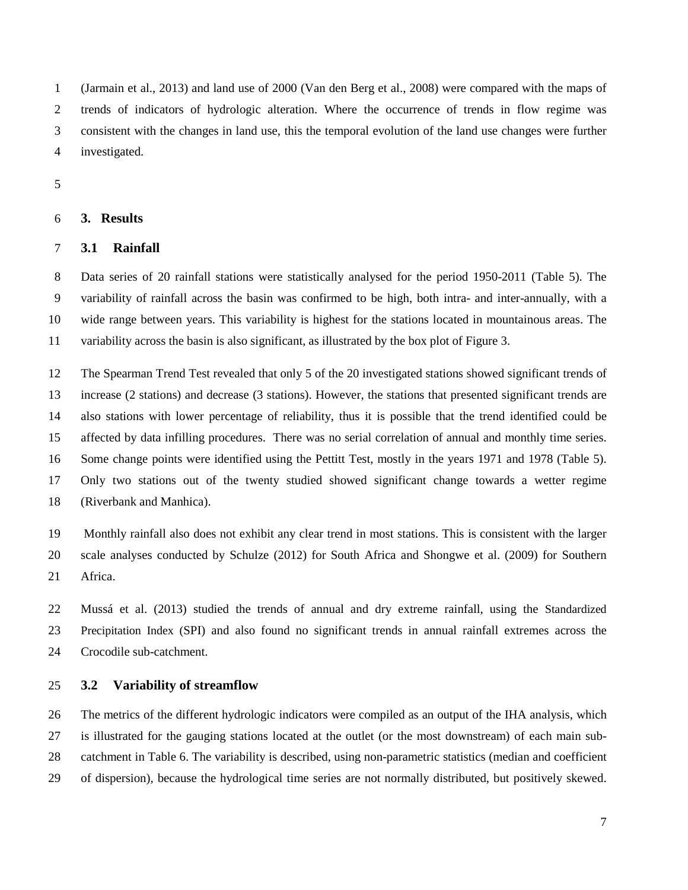(Jarmain et al., 2013) and land use of 2000 (Van den Berg et al., 2008) were compared with the maps of trends of indicators of hydrologic alteration. Where the occurrence of trends in flow regime was consistent with the changes in land use, this the temporal evolution of the land use changes were further investigated.

# 3. Results

## 3.1 Rainfall

Data series of 20 rainfall stations were statistically analysed for the period 1950-2011 (Table 5). The variability of rainfall across the basin was confirmed to be high, both intra- and inter-annually, with a wide range between years. This variability is highest for the stations located in mountainous areas. The variability across the basin is also significant, as illustrated by the box plot of Figure 3.

The Spearman Trend Test revealed that only 5 of the 20 investigated stations showed significant trends of increase (2 stations) and decrease (3 stations). However, the stations that presented significant trends are also stations with lower percentage of reliability, thus it is possible that the trend identified could be affected by data infilling procedures. There was no serial correlation of annual and monthly time series. Some change points were identified using the Pettitt Test, mostly in the years 1971 and 1978 (Table 5). Only two stations out of the twenty studied showed significant change towards a wetter regime (Riverbank and Manhica).

Monthly rainfall also does not exhibit any clear trend in most stations. This is consistent with the larger scale analyses conducted by Schulze (2012) for South Africa and Shongwe et al. (2009) for Southern Africa.

Mussá et al. (2013) studied the trends of annual and dry extreme rainfall, using the Standardized Precipitation Index (SPI) and also found no significant trends in annual rainfall extremes across the Crocodile sub-catchment.

## 3.2 Variability of streamflow

The metrics of the different hydrologic indicators were compiled as an output of the IHA analysis, which is illustrated for the gauging stations located at the outlet (or the most downstream) of each main sub-catchment in Table 6. The variability is described, using non-parametric statistics (median and coefficient of dispersion), because the hydrological time series are not normally distributed, but positively skewed.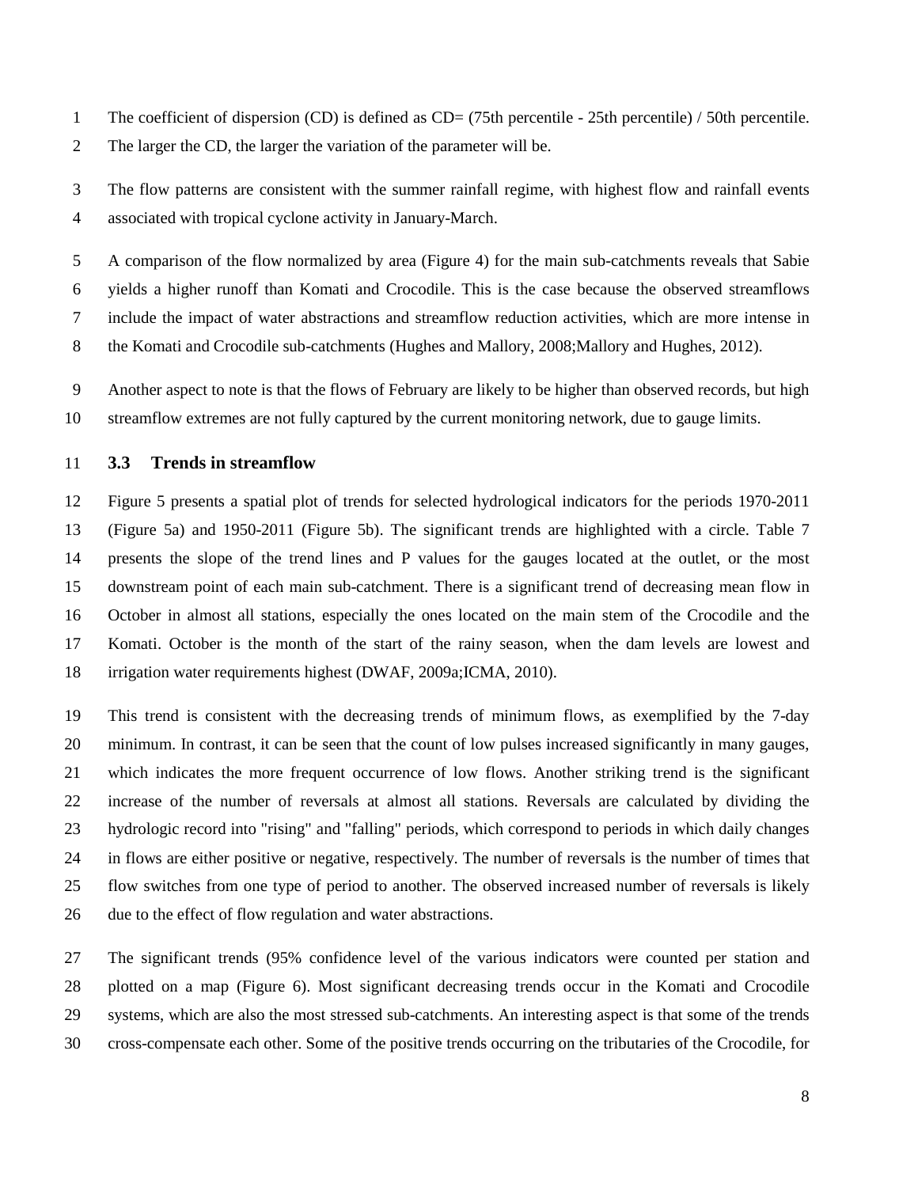The coefficient of dispersion (CD) is defined as CD= (75th percentile - 25th percentile) / 50th percentile. The larger the CD, the larger the variation of the parameter will be.

The flow patterns are consistent with the summer rainfall regime, with highest flow and rainfall events associated with tropical cyclone activity in January-March.

A comparison of the flow normalized by area (Figure 4) for the main sub-catchments reveals that Sabie yields a higher runoff than Komati and Crocodile. This is the case because the observed streamflows include the impact of water abstractions and streamflow reduction activities, which are more intense in the Komati and Crocodile sub-catchments (Hughes and Mallory, 2008;Mallory and Hughes, 2012).

Another aspect to note is that the flows of February are likely to be higher than observed records, but high streamflow extremes are not fully captured by the current monitoring network, due to gauge limits.

### 3.3 Trends in streamflow

Figure 5 presents a spatial plot of trends for selected hydrological indicators for the periods 1970-2011 (Figure 5a) and 1950-2011 (Figure 5b). The significant trends are highlighted with a circle. Table 7 presents the slope of the trend lines and P values for the gauges located at the outlet, or the most downstream point of each main sub-catchment. There is a significant trend of decreasing mean flow in October in almost all stations, especially the ones located on the main stem of the Crocodile and the Komati. October is the month of the start of the rainy season, when the dam levels are lowest and irrigation water requirements highest (DWAF, 2009a;ICMA, 2010).

This trend is consistent with the decreasing trends of minimum flows, as exemplified by the 7-day minimum. In contrast, it can be seen that the count of low pulses increased significantly in many gauges, which indicates the more frequent occurrence of low flows. Another striking trend is the significant increase of the number of reversals at almost all stations. Reversals are calculated by dividing the hydrologic record into "rising" and "falling" periods, which correspond to periods in which daily changes in flows are either positive or negative, respectively. The number of reversals is the number of times that flow switches from one type of period to another. The observed increased number of reversals is likely due to the effect of flow regulation and water abstractions.

The significant trends (95% confidence level of the various indicators were counted per station and plotted on a map (Figure 6). Most significant decreasing trends occur in the Komati and Crocodile systems, which are also the most stressed sub-catchments. An interesting aspect is that some of the trends cross-compensate each other. Some of the positive trends occurring on the tributaries of the Crocodile, for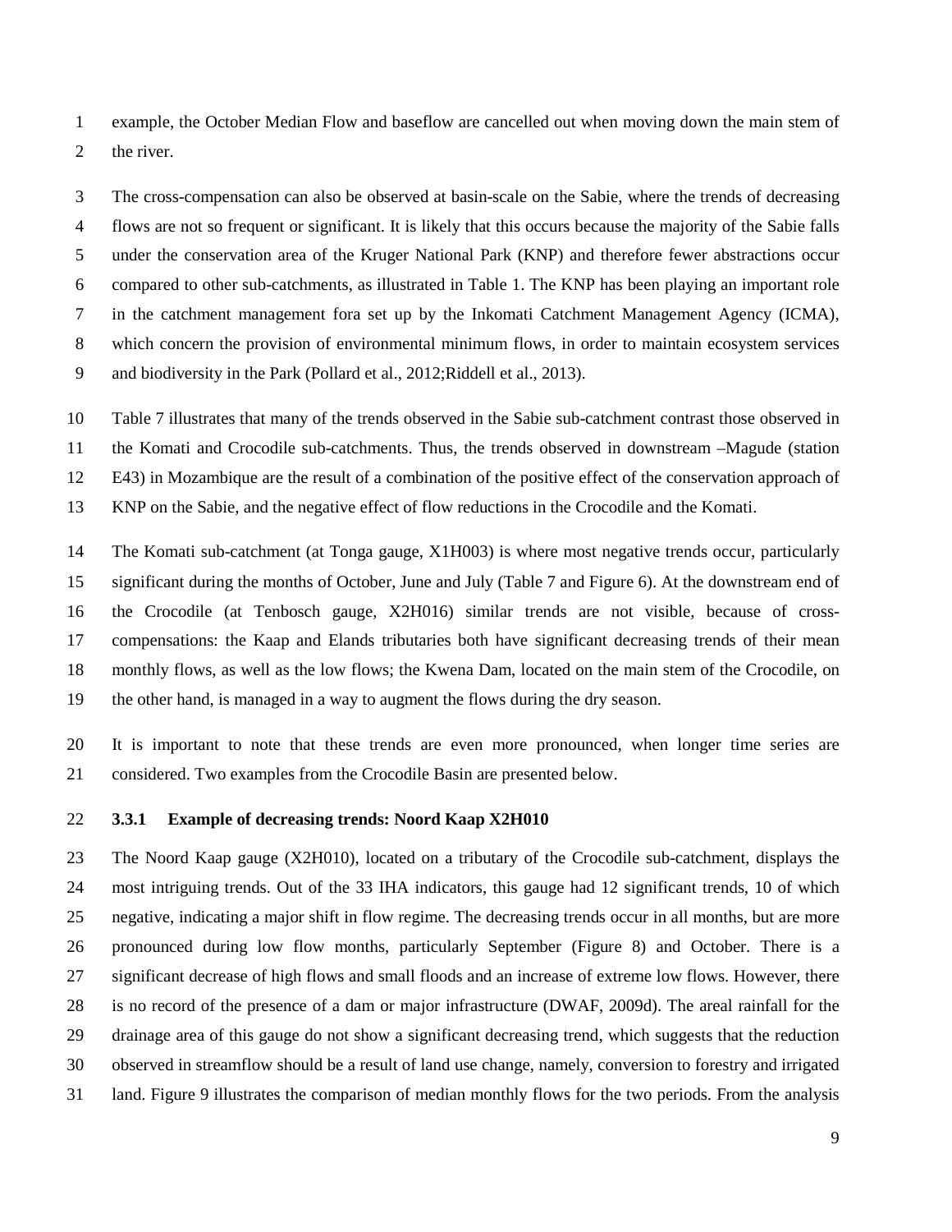example, the October Median Flow and baseflow are cancelled out when moving down the main stem of the river.

The cross-compensation can also be observed at basin-scale on the Sabie, where the trends of decreasing flows are not so frequent or significant. It is likely that this occurs because the majority of the Sabie falls under the conservation area of the Kruger National Park (KNP) and therefore fewer abstractions occur compared to other sub-catchments, as illustrated in Table 1. The KNP has been playing an important role in the catchment management fora set up by the Inkomati Catchment Management Agency (ICMA), which concern the provision of environmental minimum flows, in order to maintain ecosystem services and biodiversity in the Park (Pollard et al., 2012;Riddell et al., 2013).

Table 7 illustrates that many of the trends observed in the Sabie sub-catchment contrast those observed in the Komati and Crocodile sub-catchments. Thus, the trends observed in downstream –Magude (station E43) in Mozambique are the result of a combination of the positive effect of the conservation approach of KNP on the Sabie, and the negative effect of flow reductions in the Crocodile and the Komati.

The Komati sub-catchment (at Tonga gauge, X1H003) is where most negative trends occur, particularly significant during the months of October, June and July (Table 7 and Figure 6). At the downstream end of the Crocodile (at Tenbosch gauge, X2H016) similar trends are not visible, because of cross-compensations: the Kaap and Elands tributaries both have significant decreasing trends of their mean monthly flows, as well as the low flows; the Kwena Dam, located on the main stem of the Crocodile, on the other hand, is managed in a way to augment the flows during the dry season.

It is important to note that these trends are even more pronounced, when longer time series are considered. Two examples from the Crocodile Basin are presented below.

### 3.3.1 Example of decreasing trends: Noord Kaap X2H010

The Noord Kaap gauge (X2H010), located on a tributary of the Crocodile sub-catchment, displays the most intriguing trends. Out of the 33 IHA indicators, this gauge had 12 significant trends, 10 of which negative, indicating a major shift in flow regime. The decreasing trends occur in all months, but are more pronounced during low flow months, particularly September (Figure 8) and October. There is a significant decrease of high flows and small floods and an increase of extreme low flows. However, there is no record of the presence of a dam or major infrastructure (DWAF, 2009d). The areal rainfall for the drainage area of this gauge do not show a significant decreasing trend, which suggests that the reduction observed in streamflow should be a result of land use change, namely, conversion to forestry and irrigated land. Figure 9 illustrates the comparison of median monthly flows for the two periods. From the analysis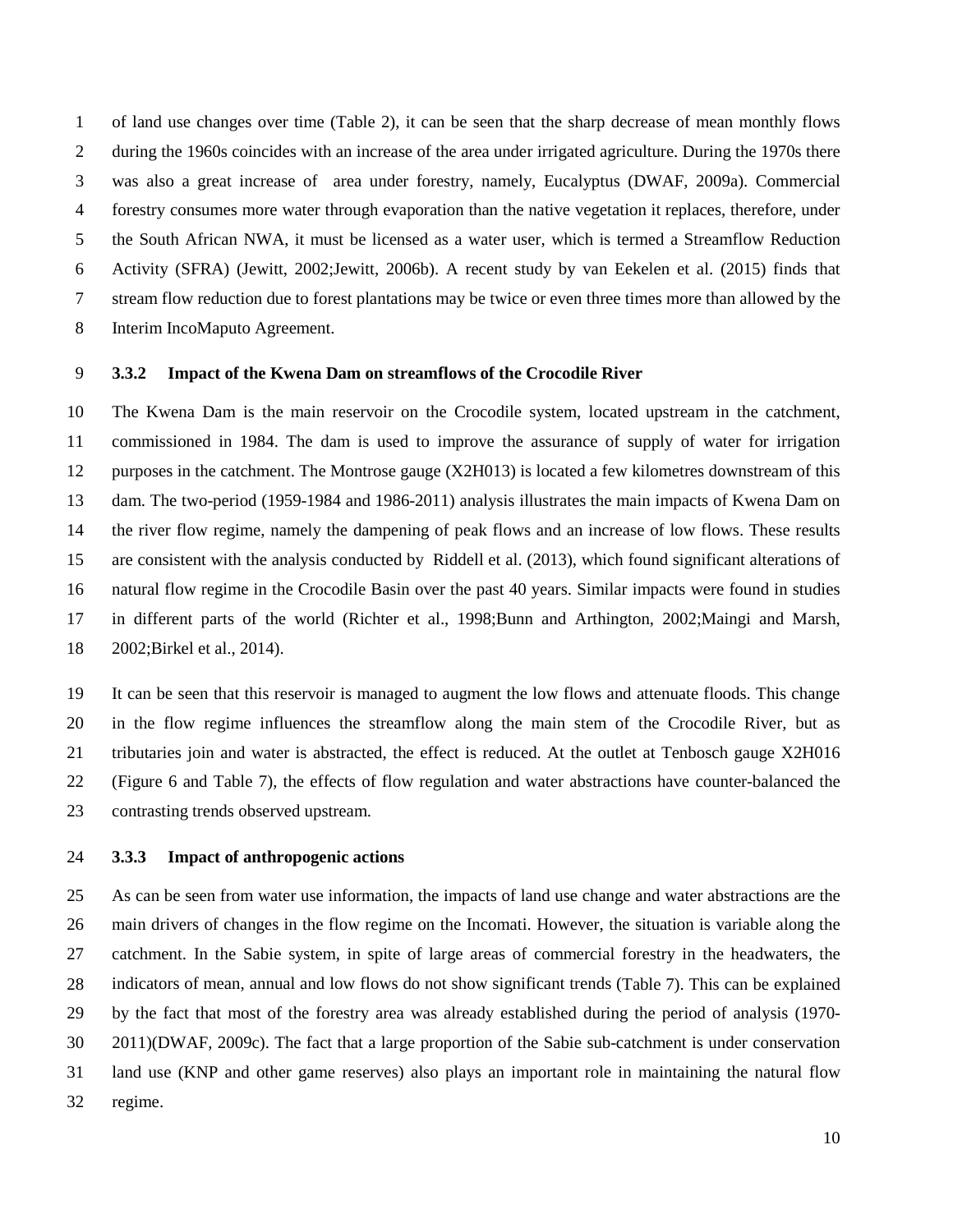of land use changes over time (Table 2), it can be seen that the sharp decrease of mean monthly flows during the 1960s coincides with an increase of the area under irrigated agriculture. During the 1970s there was also a great increase of area under forestry, namely, Eucalyptus (DWAF, 2009a). Commercial forestry consumes more water through evaporation than the native vegetation it replaces, therefore, under the South African NWA, it must be licensed as a water user, which is termed a Streamflow Reduction Activity (SFRA) (Jewitt, 2002;Jewitt, 2006b). A recent study by van Eekelen et al. (2015) finds that stream flow reduction due to forest plantations may be twice or even three times more than allowed by the Interim IncoMaputo Agreement.

### 3.3.2 Impact of the Kwena Dam on streamflows of the Crocodile River

The Kwena Dam is the main reservoir on the Crocodile system, located upstream in the catchment, commissioned in 1984. The dam is used to improve the assurance of supply of water for irrigation purposes in the catchment. The Montrose gauge (X2H013) is located a few kilometres downstream of this dam. The two-period (1959-1984 and 1986-2011) analysis illustrates the main impacts of Kwena Dam on the river flow regime, namely the dampening of peak flows and an increase of low flows. These results are consistent with the analysis conducted by Riddell et al. (2013), which found significant alterations of natural flow regime in the Crocodile Basin over the past 40 years. Similar impacts were found in studies in different parts of the world (Richter et al., 1998;Bunn and Arthington, 2002;Maingi and Marsh, 2002;Birkel et al., 2014).

It can be seen that this reservoir is managed to augment the low flows and attenuate floods. This change in the flow regime influences the streamflow along the main stem of the Crocodile River, but as tributaries join and water is abstracted, the effect is reduced. At the outlet at Tenbosch gauge X2H016 (Figure 6 and Table 7), the effects of flow regulation and water abstractions have counter-balanced the contrasting trends observed upstream.

### 3.3.3 Impact of anthropogenic actions

As can be seen from water use information, the impacts of land use change and water abstractions are the main drivers of changes in the flow regime on the Incomati. However, the situation is variable along the catchment. In the Sabie system, in spite of large areas of commercial forestry in the headwaters, the indicators of mean, annual and low flows do not show significant trends (Table 7). This can be explained by the fact that most of the forestry area was already established during the period of analysis (1970-2011)(DWAF, 2009c). The fact that a large proportion of the Sabie sub-catchment is under conservation land use (KNP and other game reserves) also plays an important role in maintaining the natural flow regime.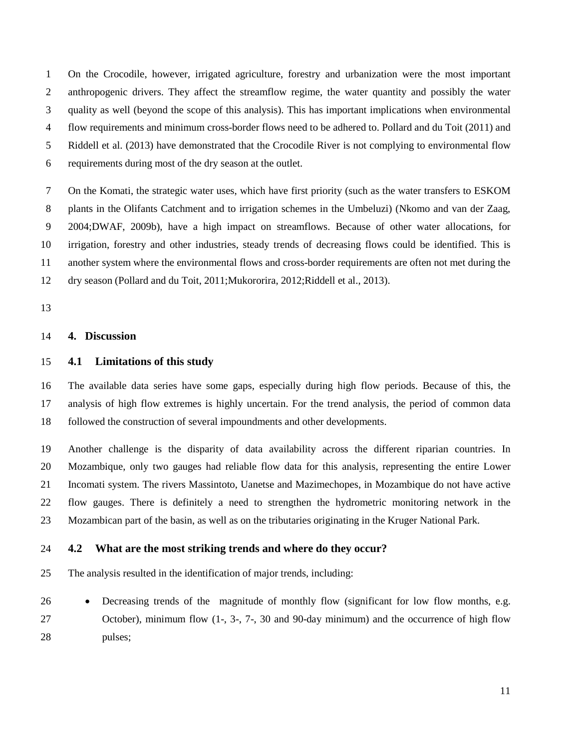On the Crocodile, however, irrigated agriculture, forestry and urbanization were the most important anthropogenic drivers. They affect the streamflow regime, the water quantity and possibly the water quality as well (beyond the scope of this analysis). This has important implications when environmental flow requirements and minimum cross-border flows need to be adhered to. Pollard and du Toit (2011) and Riddell et al. (2013) have demonstrated that the Crocodile River is not complying to environmental flow requirements during most of the dry season at the outlet.

On the Komati, the strategic water uses, which have first priority (such as the water transfers to ESKOM plants in the Olifants Catchment and to irrigation schemes in the Umbeluzi) (Nkomo and van der Zaag, 2004;DWAF, 2009b), have a high impact on streamflows. Because of other water allocations, for irrigation, forestry and other industries, steady trends of decreasing flows could be identified. This is another system where the environmental flows and cross-border requirements are often not met during the dry season (Pollard and du Toit, 2011;Mukororira, 2012;Riddell et al., 2013).

## 4. Discussion

### 4.1 Limitations of this study

The available data series have some gaps, especially during high flow periods. Because of this, the analysis of high flow extremes is highly uncertain. For the trend analysis, the period of common data followed the construction of several impoundments and other developments.

Another challenge is the disparity of data availability across the different riparian countries. In Mozambique, only two gauges had reliable flow data for this analysis, representing the entire Lower Incomati system. The rivers Massintoto, Uanetse and Mazimechopes, in Mozambique do not have active flow gauges. There is definitely a need to strengthen the hydrometric monitoring network in the Mozambican part of the basin, as well as on the tributaries originating in the Kruger National Park.

### 4.2 What are the most striking trends and where do they occur?

The analysis resulted in the identification of major trends, including:

- Decreasing trends of the magnitude of monthly flow (significant for low flow months, e.g. October), minimum flow (1-, 3-, 7-, 30 and 90-day minimum) and the occurrence of high flow pulses;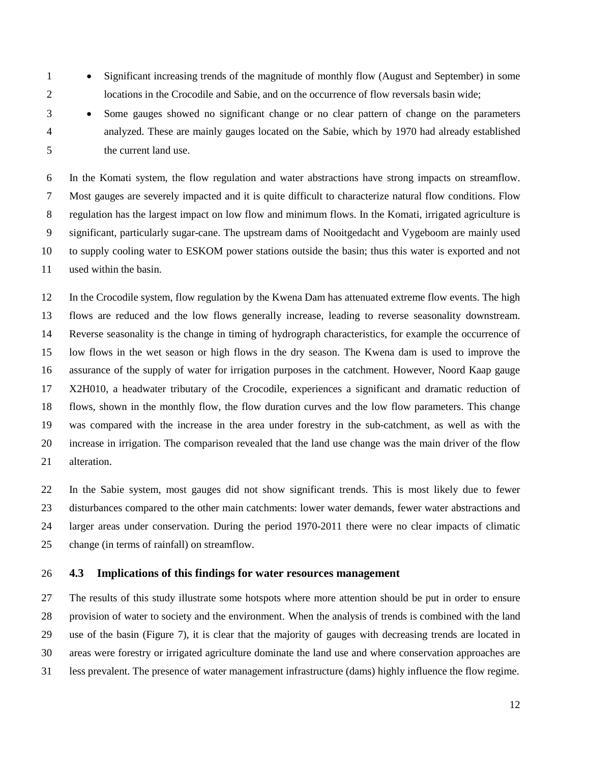- Significant increasing trends of the magnitude of monthly flow (August and September) in some locations in the Crocodile and Sabie, and on the occurrence of flow reversals basin wide;
- Some gauges showed no significant change or no clear pattern of change on the parameters analyzed. These are mainly gauges located on the Sabie, which by 1970 had already established the current land use.

In the Komati system, the flow regulation and water abstractions have strong impacts on streamflow. Most gauges are severely impacted and it is quite difficult to characterize natural flow conditions. Flow regulation has the largest impact on low flow and minimum flows. In the Komati, irrigated agriculture is significant, particularly sugar-cane. The upstream dams of Nooitgedacht and Vygeboom are mainly used to supply cooling water to ESKOM power stations outside the basin; thus this water is exported and not used within the basin.

In the Crocodile system, flow regulation by the Kwena Dam has attenuated extreme flow events. The high flows are reduced and the low flows generally increase, leading to reverse seasonality downstream. Reverse seasonality is the change in timing of hydrograph characteristics, for example the occurrence of low flows in the wet season or high flows in the dry season. The Kwena dam is used to improve the assurance of the supply of water for irrigation purposes in the catchment. However, Noord Kaap gauge X2H010, a headwater tributary of the Crocodile, experiences a significant and dramatic reduction of flows, shown in the monthly flow, the flow duration curves and the low flow parameters. This change was compared with the increase in the area under forestry in the sub-catchment, as well as with the increase in irrigation. The comparison revealed that the land use change was the main driver of the flow alteration.

In the Sabie system, most gauges did not show significant trends. This is most likely due to fewer disturbances compared to the other main catchments: lower water demands, fewer water abstractions and larger areas under conservation. During the period 1970-2011 there were no clear impacts of climatic change (in terms of rainfall) on streamflow.

### 4.3 Implications of this findings for water resources management

The results of this study illustrate some hotspots where more attention should be put in order to ensure provision of water to society and the environment. When the analysis of trends is combined with the land use of the basin (Figure 7), it is clear that the majority of gauges with decreasing trends are located in areas were forestry or irrigated agriculture dominate the land use and where conservation approaches are less prevalent. The presence of water management infrastructure (dams) highly influence the flow regime.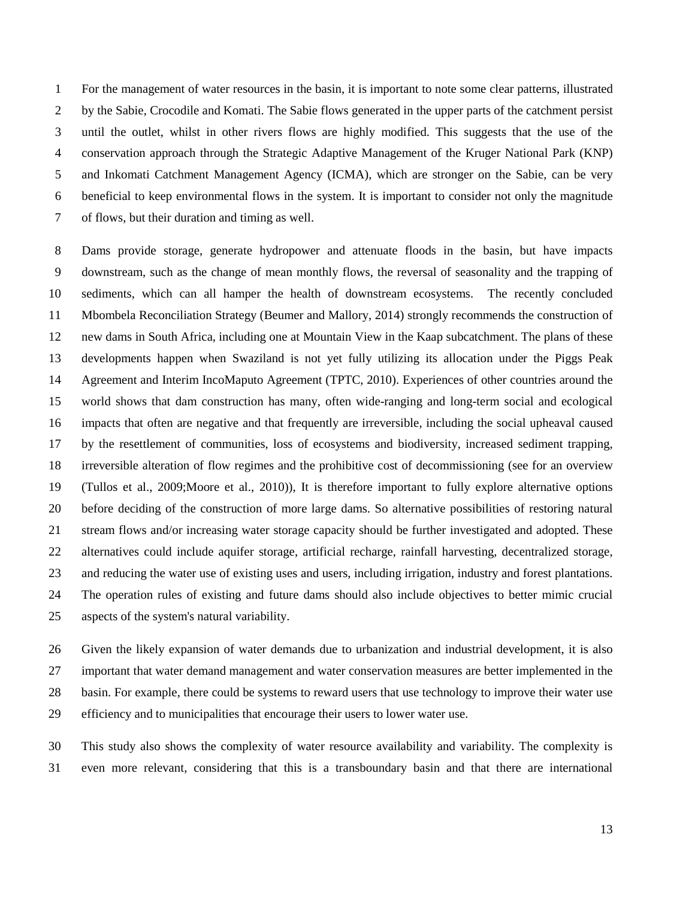For the management of water resources in the basin, it is important to note some clear patterns, illustrated by the Sabie, Crocodile and Komati. The Sabie flows generated in the upper parts of the catchment persist until the outlet, whilst in other rivers flows are highly modified. This suggests that the use of the conservation approach through the Strategic Adaptive Management of the Kruger National Park (KNP) and Inkomati Catchment Management Agency (ICMA), which are stronger on the Sabie, can be very beneficial to keep environmental flows in the system. It is important to consider not only the magnitude of flows, but their duration and timing as well.

Dams provide storage, generate hydropower and attenuate floods in the basin, but have impacts downstream, such as the change of mean monthly flows, the reversal of seasonality and the trapping of sediments, which can all hamper the health of downstream ecosystems. The recently concluded Mbombela Reconciliation Strategy (Beumer and Mallory, 2014) strongly recommends the construction of new dams in South Africa, including one at Mountain View in the Kaap subcatchment. The plans of these developments happen when Swaziland is not yet fully utilizing its allocation under the Piggs Peak Agreement and Interim IncoMaputo Agreement (TPTC, 2010). Experiences of other countries around the world shows that dam construction has many, often wide-ranging and long-term social and ecological impacts that often are negative and that frequently are irreversible, including the social upheaval caused by the resettlement of communities, loss of ecosystems and biodiversity, increased sediment trapping, irreversible alteration of flow regimes and the prohibitive cost of decommissioning (see for an overview (Tullos et al., 2009;Moore et al., 2010)), It is therefore important to fully explore alternative options before deciding of the construction of more large dams. So alternative possibilities of restoring natural stream flows and/or increasing water storage capacity should be further investigated and adopted. These alternatives could include aquifer storage, artificial recharge, rainfall harvesting, decentralized storage, and reducing the water use of existing uses and users, including irrigation, industry and forest plantations. The operation rules of existing and future dams should also include objectives to better mimic crucial aspects of the system's natural variability.

Given the likely expansion of water demands due to urbanization and industrial development, it is also important that water demand management and water conservation measures are better implemented in the basin. For example, there could be systems to reward users that use technology to improve their water use efficiency and to municipalities that encourage their users to lower water use.

This study also shows the complexity of water resource availability and variability. The complexity is even more relevant, considering that this is a transboundary basin and that there are international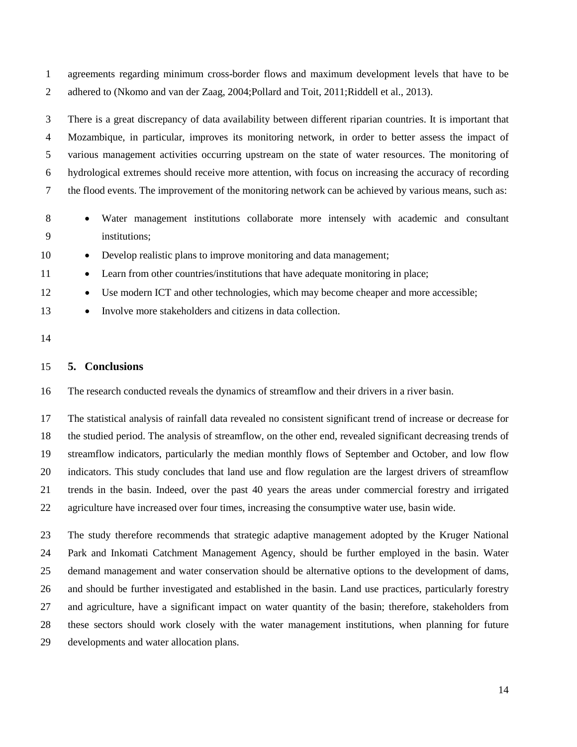agreements regarding minimum cross-border flows and maximum development levels that have to be adhered to (Nkomo and van der Zaag, 2004;Pollard and Toit, 2011;Riddell et al., 2013).

There is a great discrepancy of data availability between different riparian countries. It is important that Mozambique, in particular, improves its monitoring network, in order to better assess the impact of various management activities occurring upstream on the state of water resources. The monitoring of hydrological extremes should receive more attention, with focus on increasing the accuracy of recording the flood events. The improvement of the monitoring network can be achieved by various means, such as:

- Water management institutions collaborate more intensely with academic and consultant institutions;
- Develop realistic plans to improve monitoring and data management;
- Learn from other countries/institutions that have adequate monitoring in place;
- Use modern ICT and other technologies, which may become cheaper and more accessible;
- Involve more stakeholders and citizens in data collection.

## 5. Conclusions

The research conducted reveals the dynamics of streamflow and their drivers in a river basin.

The statistical analysis of rainfall data revealed no consistent significant trend of increase or decrease for the studied period. The analysis of streamflow, on the other end, revealed significant decreasing trends of streamflow indicators, particularly the median monthly flows of September and October, and low flow indicators. This study concludes that land use and flow regulation are the largest drivers of streamflow trends in the basin. Indeed, over the past 40 years the areas under commercial forestry and irrigated agriculture have increased over four times, increasing the consumptive water use, basin wide.

The study therefore recommends that strategic adaptive management adopted by the Kruger National Park and Inkomati Catchment Management Agency, should be further employed in the basin. Water demand management and water conservation should be alternative options to the development of dams, and should be further investigated and established in the basin. Land use practices, particularly forestry and agriculture, have a significant impact on water quantity of the basin; therefore, stakeholders from these sectors should work closely with the water management institutions, when planning for future developments and water allocation plans.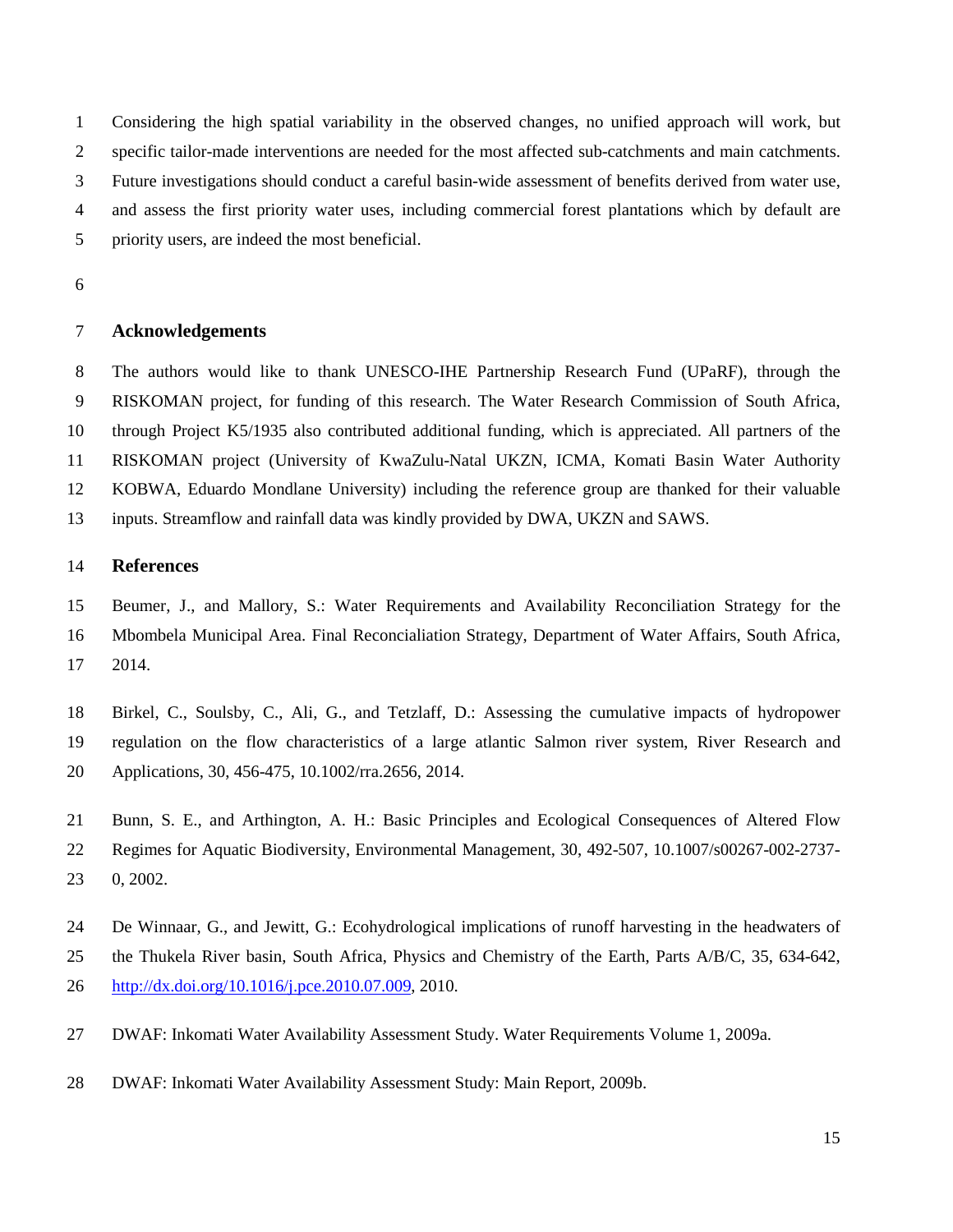Considering the high spatial variability in the observed changes, no unified approach will work, but specific tailor-made interventions are needed for the most affected sub-catchments and main catchments. Future investigations should conduct a careful basin-wide assessment of benefits derived from water use, and assess the first priority water uses, including commercial forest plantations which by default are priority users, are indeed the most beneficial.

## Acknowledgements

The authors would like to thank UNESCO-IHE Partnership Research Fund (UPaRF), through the RISKOMAN project, for funding of this research. The Water Research Commission of South Africa, through Project K5/1935 also contributed additional funding, which is appreciated. All partners of the RISKOMAN project (University of KwaZulu-Natal UKZN, ICMA, Komati Basin Water Authority KOBWA, Eduardo Mondlane University) including the reference group are thanked for their valuable inputs. Streamflow and rainfall data was kindly provided by DWA, UKZN and SAWS.

## References

Beumer, J., and Mallory, S.: Water Requirements and Availability Reconciliation Strategy for the Mbombela Municipal Area. Final Reconcialiation Strategy, Department of Water Affairs, South Africa, 2014.

Birkel, C., Soulsby, C., Ali, G., and Tetzlaff, D.: Assessing the cumulative impacts of hydropower regulation on the flow characteristics of a large atlantic Salmon river system, River Research and Applications, 30, 456-475, 10.1002/rra.2656, 2014.

Bunn, S. E., and Arthington, A. H.: Basic Principles and Ecological Consequences of Altered Flow Regimes for Aquatic Biodiversity, Environmental Management, 30, 492-507, 10.1007/s00267-002-2737-0, 2002.

De Winnaar, G., and Jewitt, G.: Ecohydrological implications of runoff harvesting in the headwaters of the Thukela River basin, South Africa, Physics and Chemistry of the Earth, Parts A/B/C, 35, 634-642, http://dx.doi.org/10.1016/j.pce.2010.07.009, 2010.

DWAF: Inkomati Water Availability Assessment Study. Water Requirements Volume 1, 2009a.

DWAF: Inkomati Water Availability Assessment Study: Main Report, 2009b.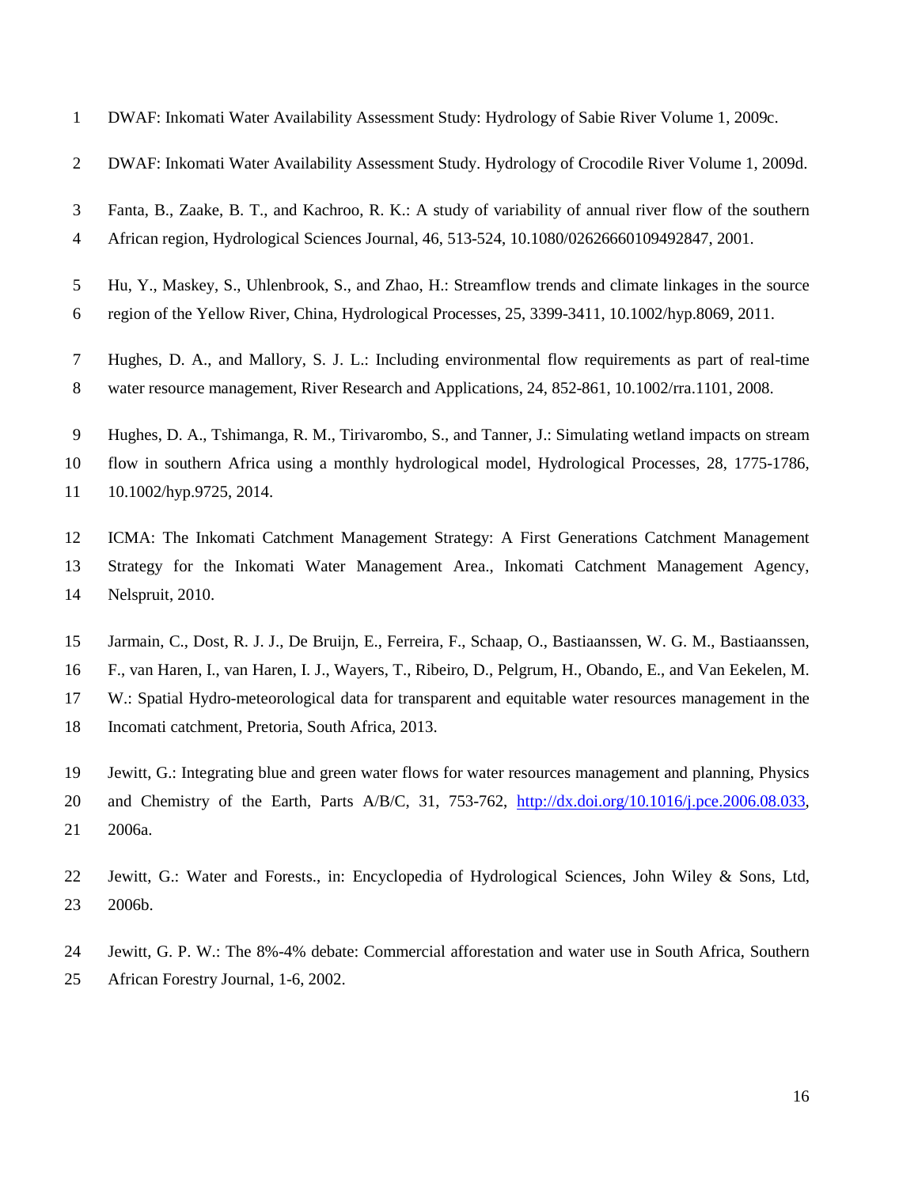DWAF: Inkomati Water Availability Assessment Study: Hydrology of Sabie River Volume 1, 2009c.

DWAF: Inkomati Water Availability Assessment Study. Hydrology of Crocodile River Volume 1, 2009d.

Fanta, B., Zaake, B. T., and Kachroo, R. K.: A study of variability of annual river flow of the southern African region, Hydrological Sciences Journal, 46, 513-524, 10.1080/02626660109492847, 2001.

Hu, Y., Maskey, S., Uhlenbrook, S., and Zhao, H.: Streamflow trends and climate linkages in the source region of the Yellow River, China, Hydrological Processes, 25, 3399-3411, 10.1002/hyp.8069, 2011.

Hughes, D. A., and Mallory, S. J. L.: Including environmental flow requirements as part of real-time water resource management, River Research and Applications, 24, 852-861, 10.1002/rra.1101, 2008.

Hughes, D. A., Tshimanga, R. M., Tirivarombo, S., and Tanner, J.: Simulating wetland impacts on stream flow in southern Africa using a monthly hydrological model, Hydrological Processes, 28, 1775-1786, 10.1002/hyp.9725, 2014.

ICMA: The Inkomati Catchment Management Strategy: A First Generations Catchment Management Strategy for the Inkomati Water Management Area., Inkomati Catchment Management Agency, Nelspruit, 2010.

Jarmain, C., Dost, R. J. J., De Bruijn, E., Ferreira, F., Schaap, O., Bastiaanssen, W. G. M., Bastiaanssen, F., van Haren, I., van Haren, I. J., Wayers, T., Ribeiro, D., Pelgrum, H., Obando, E., and Van Eekelen, M. W.: Spatial Hydro-meteorological data for transparent and equitable water resources management in the Incomati catchment, Pretoria, South Africa, 2013.

Jewitt, G.: Integrating blue and green water flows for water resources management and planning, Physics and Chemistry of the Earth, Parts A/B/C, 31, 753-762, http://dx.doi.org/10.1016/j.pce.2006.08.033, 2006a.

Jewitt, G.: Water and Forests., in: Encyclopedia of Hydrological Sciences, John Wiley & Sons, Ltd, 2006b.

Jewitt, G. P. W.: The 8%-4% debate: Commercial afforestation and water use in South Africa, Southern African Forestry Journal, 1-6, 2002.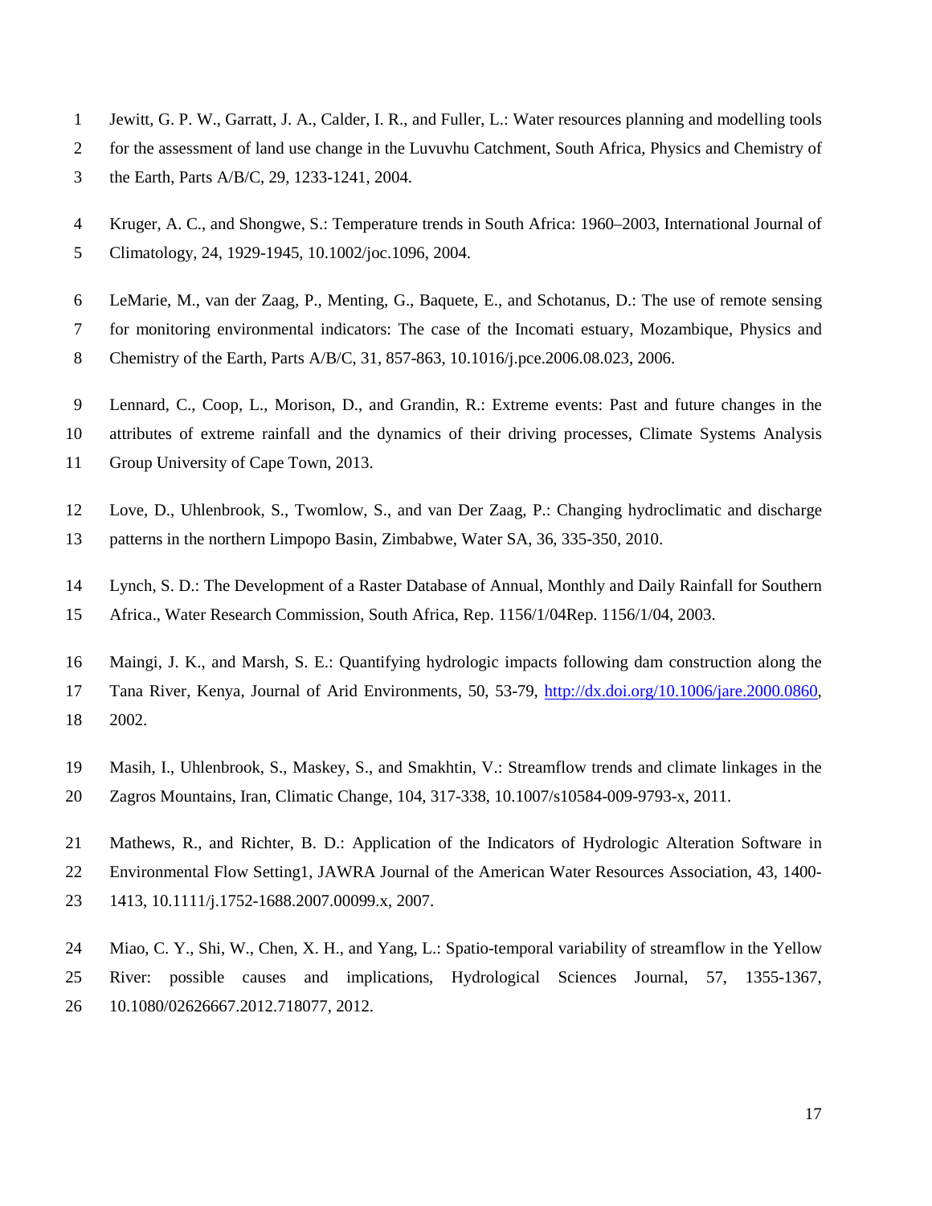Jewitt, G. P. W., Garratt, J. A., Calder, I. R., and Fuller, L.: Water resources planning and modelling tools for the assessment of land use change in the Luvuvhu Catchment, South Africa, Physics and Chemistry of the Earth, Parts A/B/C, 29, 1233-1241, 2004.

Kruger, A. C., and Shongwe, S.: Temperature trends in South Africa: 1960–2003, International Journal of Climatology, 24, 1929-1945, 10.1002/joc.1096, 2004.

LeMarie, M., van der Zaag, P., Menting, G., Baquete, E., and Schotanus, D.: The use of remote sensing for monitoring environmental indicators: The case of the Incomati estuary, Mozambique, Physics and Chemistry of the Earth, Parts A/B/C, 31, 857-863, 10.1016/j.pce.2006.08.023, 2006.

Lennard, C., Coop, L., Morison, D., and Grandin, R.: Extreme events: Past and future changes in the attributes of extreme rainfall and the dynamics of their driving processes, Climate Systems Analysis Group University of Cape Town, 2013.

Love, D., Uhlenbrook, S., Twomlow, S., and van Der Zaag, P.: Changing hydroclimatic and discharge patterns in the northern Limpopo Basin, Zimbabwe, Water SA, 36, 335-350, 2010.

Lynch, S. D.: The Development of a Raster Database of Annual, Monthly and Daily Rainfall for Southern Africa., Water Research Commission, South Africa, Rep. 1156/1/04Rep. 1156/1/04, 2003.

Maingi, J. K., and Marsh, S. E.: Quantifying hydrologic impacts following dam construction along the Tana River, Kenya, Journal of Arid Environments, 50, 53-79, http://dx.doi.org/10.1006/jare.2000.0860, 2002.

Masih, I., Uhlenbrook, S., Maskey, S., and Smakhtin, V.: Streamflow trends and climate linkages in the Zagros Mountains, Iran, Climatic Change, 104, 317-338, 10.1007/s10584-009-9793-x, 2011.

Mathews, R., and Richter, B. D.: Application of the Indicators of Hydrologic Alteration Software in Environmental Flow Setting1, JAWRA Journal of the American Water Resources Association, 43, 1400-1413, 10.1111/j.1752-1688.2007.00099.x, 2007.

Miao, C. Y., Shi, W., Chen, X. H., and Yang, L.: Spatio-temporal variability of streamflow in the Yellow River: possible causes and implications, Hydrological Sciences Journal, 57, 1355-1367, 10.1080/02626667.2012.718077, 2012.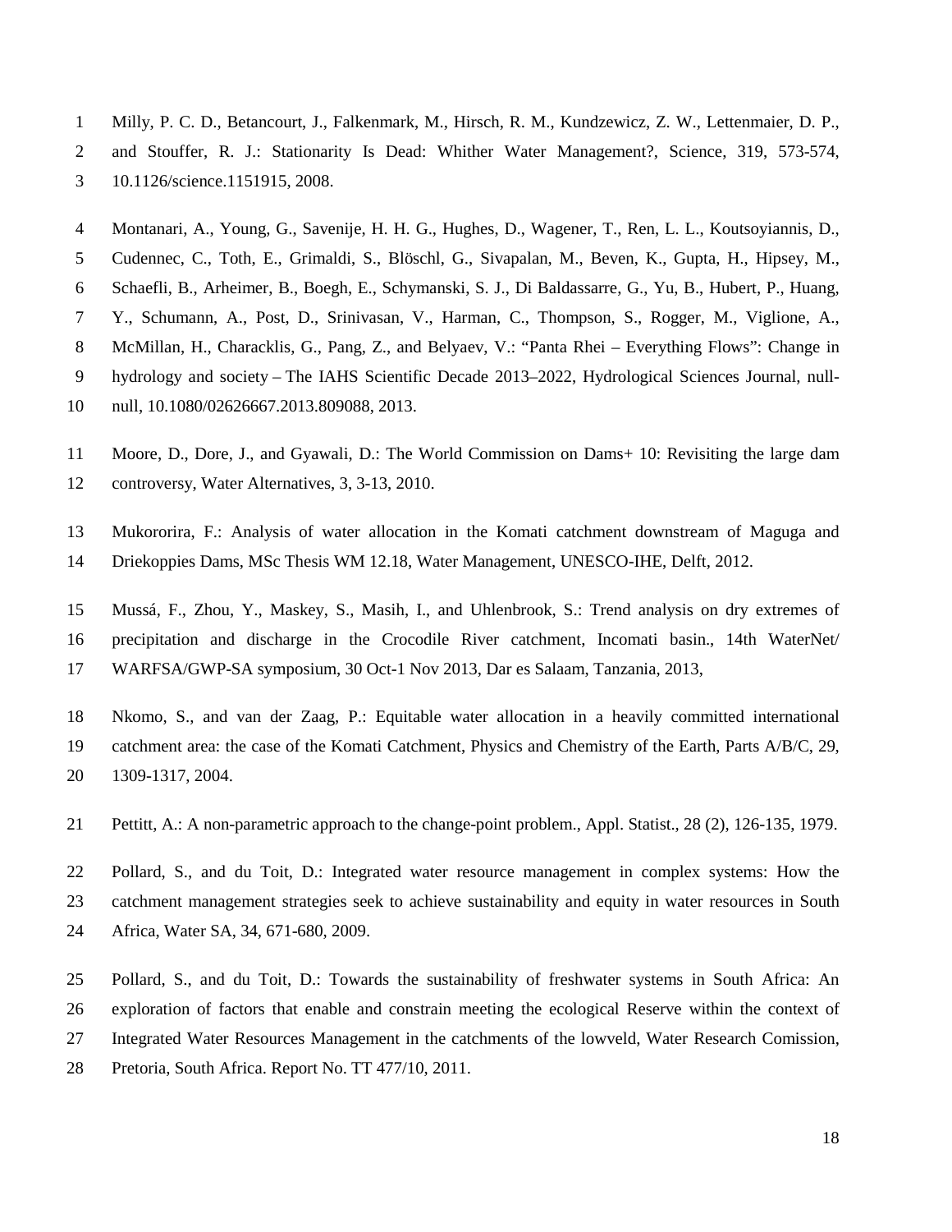Milly, P. C. D., Betancourt, J., Falkenmark, M., Hirsch, R. M., Kundzewicz, Z. W., Lettenmaier, D. P., and Stouffer, R. J.: Stationarity Is Dead: Whither Water Management?, Science, 319, 573-574, 10.1126/science.1151915, 2008.

Montanari, A., Young, G., Savenije, H. H. G., Hughes, D., Wagener, T., Ren, L. L., Koutsoyiannis, D., Cudennec, C., Toth, E., Grimaldi, S., Blöschl, G., Sivapalan, M., Beven, K., Gupta, H., Hipsey, M., Schaefli, B., Arheimer, B., Boegh, E., Schymanski, S. J., Di Baldassarre, G., Yu, B., Hubert, P., Huang, Y., Schumann, A., Post, D., Srinivasan, V., Harman, C., Thompson, S., Rogger, M., Viglione, A., McMillan, H., Characklis, G., Pang, Z., and Belyaev, V.: "Panta Rhei – Everything Flows": Change in hydrology and society – The IAHS Scientific Decade 2013–2022, Hydrological Sciences Journal, null-null, 10.1080/02626667.2013.809088, 2013.

Moore, D., Dore, J., and Gyawali, D.: The World Commission on Dams+ 10: Revisiting the large dam controversy, Water Alternatives, 3, 3-13, 2010.

Mukororira, F.: Analysis of water allocation in the Komati catchment downstream of Maguga and Driekoppies Dams, MSc Thesis WM 12.18, Water Management, UNESCO-IHE, Delft, 2012.

Mussá, F., Zhou, Y., Maskey, S., Masih, I., and Uhlenbrook, S.: Trend analysis on dry extremes of precipitation and discharge in the Crocodile River catchment, Incomati basin., 14th WaterNet/ WARFSA/GWP-SA symposium, 30 Oct-1 Nov 2013, Dar es Salaam, Tanzania, 2013,

Nkomo, S., and van der Zaag, P.: Equitable water allocation in a heavily committed international catchment area: the case of the Komati Catchment, Physics and Chemistry of the Earth, Parts A/B/C, 29, 1309-1317, 2004.

Pettitt, A.: A non-parametric approach to the change-point problem., Appl. Statist., 28 (2), 126-135, 1979.

Pollard, S., and du Toit, D.: Integrated water resource management in complex systems: How the catchment management strategies seek to achieve sustainability and equity in water resources in South Africa, Water SA, 34, 671-680, 2009.

Pollard, S., and du Toit, D.: Towards the sustainability of freshwater systems in South Africa: An exploration of factors that enable and constrain meeting the ecological Reserve within the context of Integrated Water Resources Management in the catchments of the lowveld, Water Research Comission, Pretoria, South Africa. Report No. TT 477/10, 2011.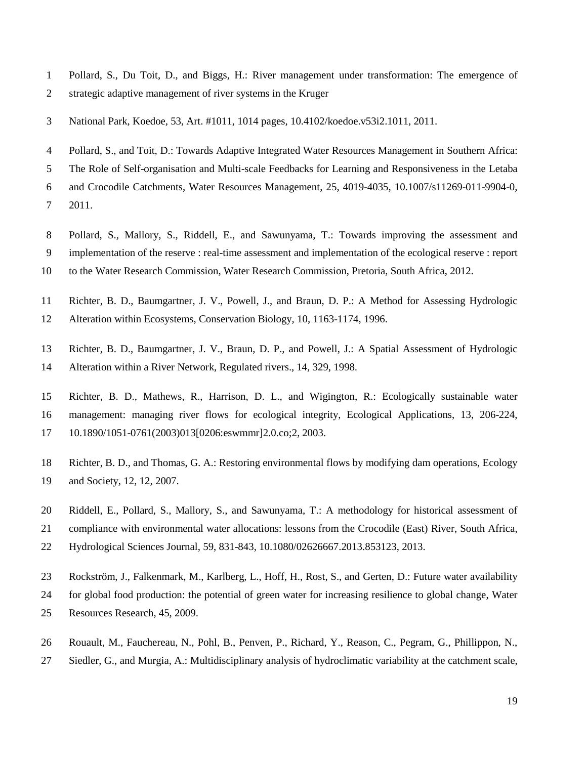Pollard, S., Du Toit, D., and Biggs, H.: River management under transformation: The emergence of strategic adaptive management of river systems in the Kruger

National Park, Koedoe, 53, Art. #1011, 1014 pages, 10.4102/koedoe.v53i2.1011, 2011.

Pollard, S., and Toit, D.: Towards Adaptive Integrated Water Resources Management in Southern Africa: The Role of Self-organisation and Multi-scale Feedbacks for Learning and Responsiveness in the Letaba and Crocodile Catchments, Water Resources Management, 25, 4019-4035, 10.1007/s11269-011-9904-0, 2011.

Pollard, S., Mallory, S., Riddell, E., and Sawunyama, T.: Towards improving the assessment and implementation of the reserve : real-time assessment and implementation of the ecological reserve : report to the Water Research Commission, Water Research Commission, Pretoria, South Africa, 2012.

Richter, B. D., Baumgartner, J. V., Powell, J., and Braun, D. P.: A Method for Assessing Hydrologic Alteration within Ecosystems, Conservation Biology, 10, 1163-1174, 1996.

Richter, B. D., Baumgartner, J. V., Braun, D. P., and Powell, J.: A Spatial Assessment of Hydrologic Alteration within a River Network, Regulated rivers., 14, 329, 1998.

Richter, B. D., Mathews, R., Harrison, D. L., and Wigington, R.: Ecologically sustainable water management: managing river flows for ecological integrity, Ecological Applications, 13, 206-224, 10.1890/1051-0761(2003)013[0206:eswmmr]2.0.co;2, 2003.

Richter, B. D., and Thomas, G. A.: Restoring environmental flows by modifying dam operations, Ecology and Society, 12, 12, 2007.

Riddell, E., Pollard, S., Mallory, S., and Sawunyama, T.: A methodology for historical assessment of compliance with environmental water allocations: lessons from the Crocodile (East) River, South Africa, Hydrological Sciences Journal, 59, 831-843, 10.1080/02626667.2013.853123, 2013.

Rockström, J., Falkenmark, M., Karlberg, L., Hoff, H., Rost, S., and Gerten, D.: Future water availability for global food production: the potential of green water for increasing resilience to global change, Water Resources Research, 45, 2009.

Rouault, M., Fauchereau, N., Pohl, B., Penven, P., Richard, Y., Reason, C., Pegram, G., Phillippon, N., Siedler, G., and Murgia, A.: Multidisciplinary analysis of hydroclimatic variability at the catchment scale,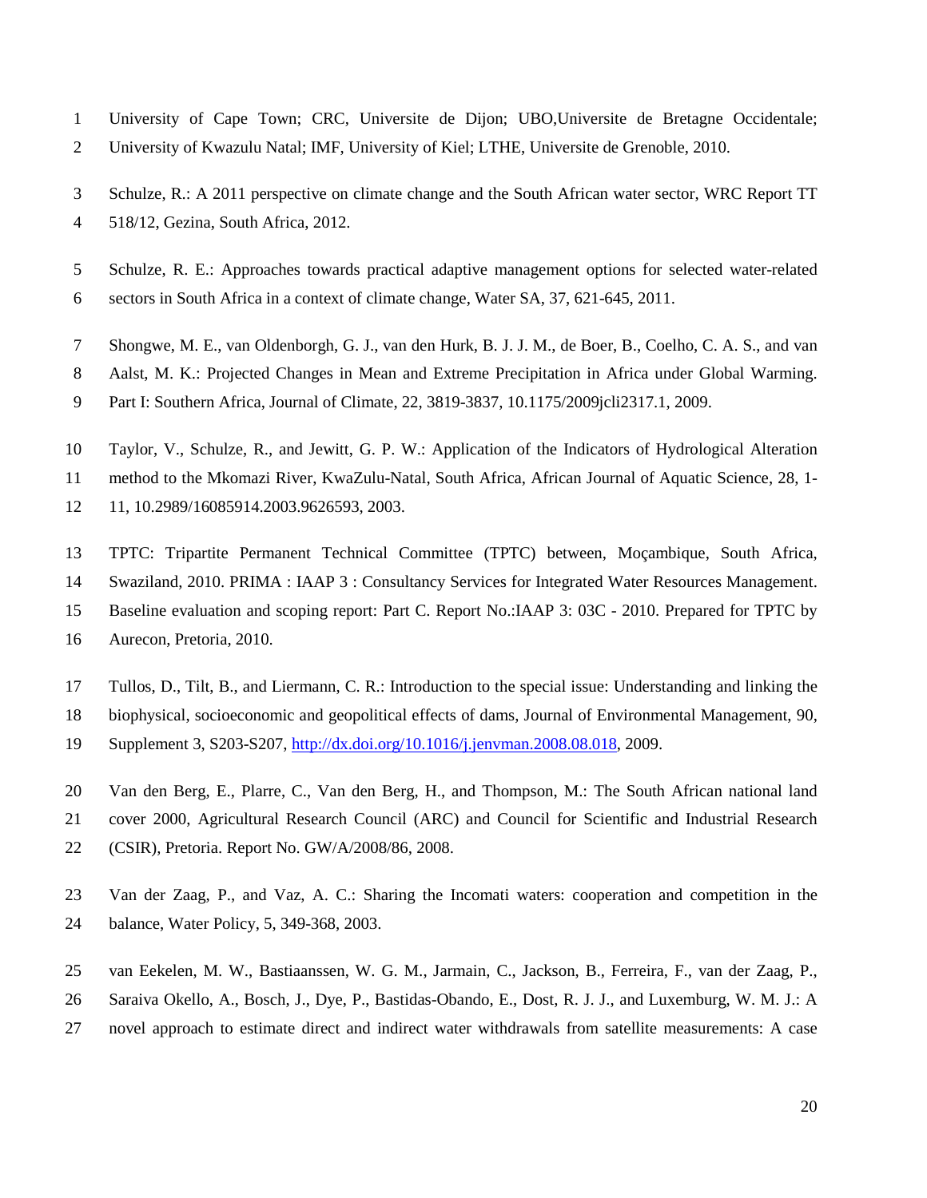University of Cape Town; CRC, Universite de Dijon; UBO,Universite de Bretagne Occidentale; University of Kwazulu Natal; IMF, University of Kiel; LTHE, Universite de Grenoble, 2010.

Schulze, R.: A 2011 perspective on climate change and the South African water sector, WRC Report TT 518/12, Gezina, South Africa, 2012.

Schulze, R. E.: Approaches towards practical adaptive management options for selected water-related sectors in South Africa in a context of climate change, Water SA, 37, 621-645, 2011.

Shongwe, M. E., van Oldenborgh, G. J., van den Hurk, B. J. J. M., de Boer, B., Coelho, C. A. S., and van Aalst, M. K.: Projected Changes in Mean and Extreme Precipitation in Africa under Global Warming. Part I: Southern Africa, Journal of Climate, 22, 3819-3837, 10.1175/2009jcli2317.1, 2009.

Taylor, V., Schulze, R., and Jewitt, G. P. W.: Application of the Indicators of Hydrological Alteration method to the Mkomazi River, KwaZulu-Natal, South Africa, African Journal of Aquatic Science, 28, 1-11, 10.2989/16085914.2003.9626593, 2003.

TPTC: Tripartite Permanent Technical Committee (TPTC) between, Moçambique, South Africa, Swaziland, 2010. PRIMA : IAAP 3 : Consultancy Services for Integrated Water Resources Management. Baseline evaluation and scoping report: Part C. Report No.:IAAP 3: 03C - 2010. Prepared for TPTC by Aurecon, Pretoria, 2010.

Tullos, D., Tilt, B., and Liermann, C. R.: Introduction to the special issue: Understanding and linking the biophysical, socioeconomic and geopolitical effects of dams, Journal of Environmental Management, 90, Supplement 3, S203-S207, http://dx.doi.org/10.1016/j.jenvman.2008.08.018, 2009.

Van den Berg, E., Plarre, C., Van den Berg, H., and Thompson, M.: The South African national land cover 2000, Agricultural Research Council (ARC) and Council for Scientific and Industrial Research (CSIR), Pretoria. Report No. GW/A/2008/86, 2008.

Van der Zaag, P., and Vaz, A. C.: Sharing the Incomati waters: cooperation and competition in the balance, Water Policy, 5, 349-368, 2003.

van Eekelen, M. W., Bastiaanssen, W. G. M., Jarmain, C., Jackson, B., Ferreira, F., van der Zaag, P., Saraiva Okello, A., Bosch, J., Dye, P., Bastidas-Obando, E., Dost, R. J. J., and Luxemburg, W. M. J.: A novel approach to estimate direct and indirect water withdrawals from satellite measurements: A case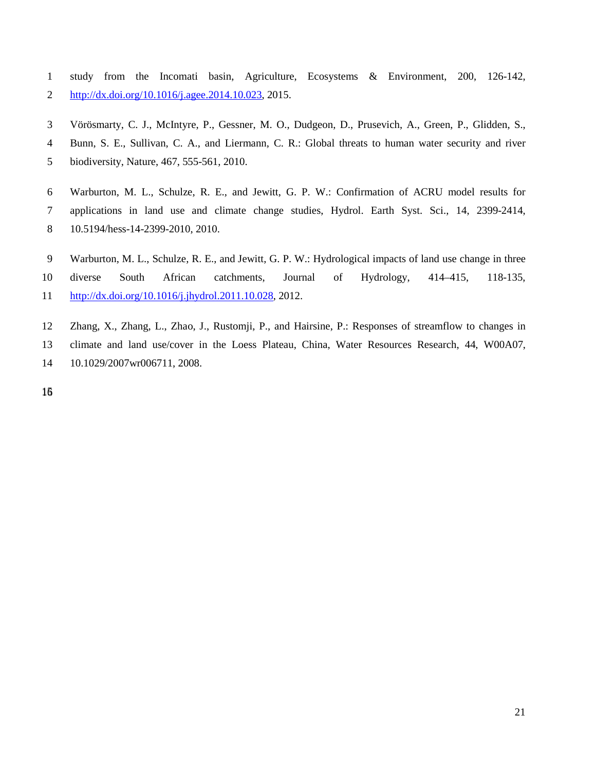study from the Incomati basin, Agriculture, Ecosystems & Environment, 200, 126-142, http://dx.doi.org/10.1016/j.agee.2014.10.023, 2015.

Vörösmarty, C. J., McIntyre, P., Gessner, M. O., Dudgeon, D., Prusevich, A., Green, P., Glidden, S., Bunn, S. E., Sullivan, C. A., and Liermann, C. R.: Global threats to human water security and river biodiversity, Nature, 467, 555-561, 2010.

Warburton, M. L., Schulze, R. E., and Jewitt, G. P. W.: Confirmation of ACRU model results for applications in land use and climate change studies, Hydrol. Earth Syst. Sci., 14, 2399-2414, 10.5194/hess-14-2399-2010, 2010.

Warburton, M. L., Schulze, R. E., and Jewitt, G. P. W.: Hydrological impacts of land use change in three diverse South African catchments, Journal of Hydrology, 414–415, 118-135, http://dx.doi.org/10.1016/j.jhydrol.2011.10.028, 2012.

Zhang, X., Zhang, L., Zhao, J., Rustomji, P., and Hairsine, P.: Responses of streamflow to changes in climate and land use/cover in the Loess Plateau, China, Water Resources Research, 44, W00A07, 10.1029/2007wr006711, 2008.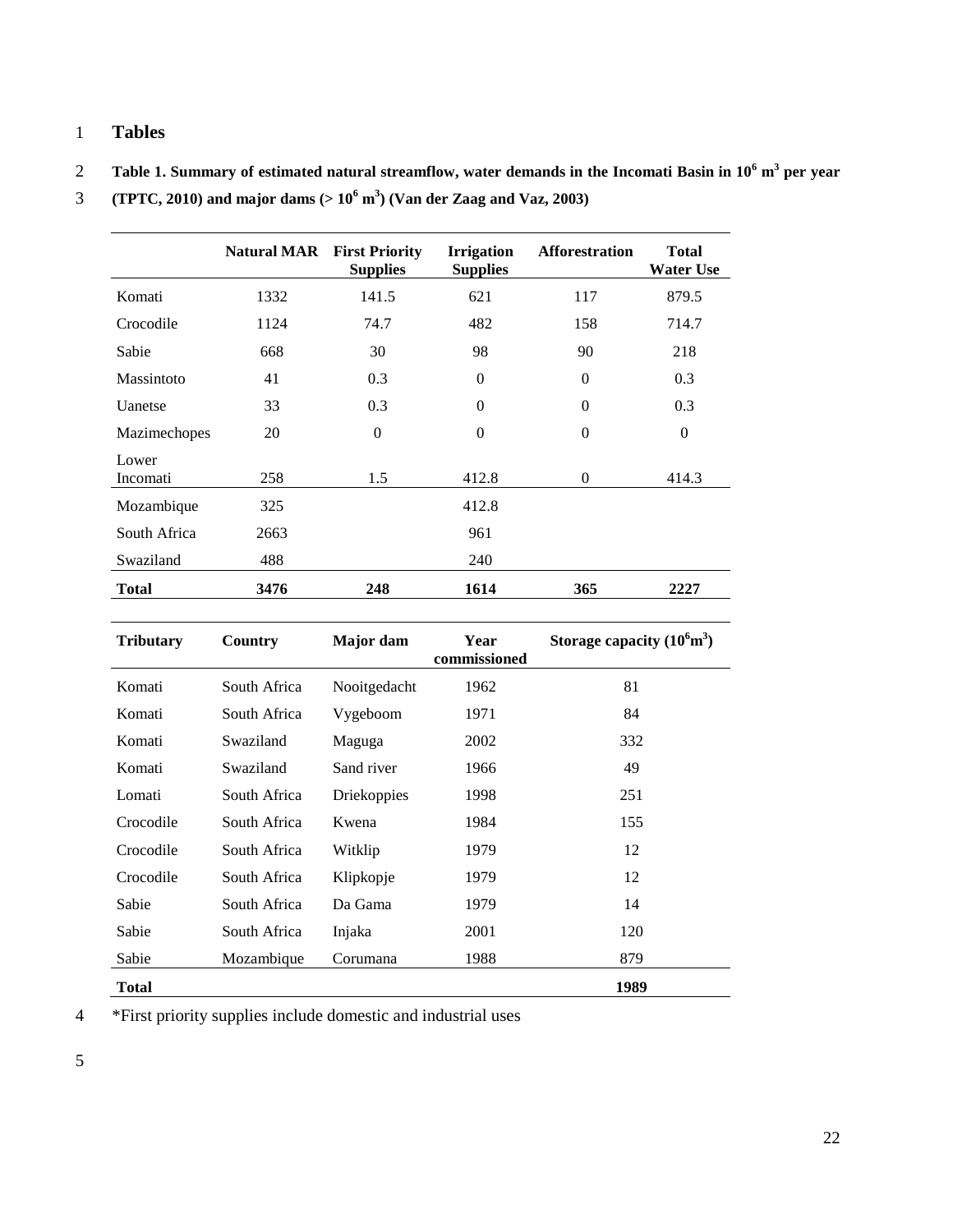# Tables

**Table 1. Summary of estimated natural streamflow, water demands in the Incomati Basin in $10^6$ $m^3$ per year (TPTC, 2010) and major dams (> $10^6$ $m^3$) (Van der Zaag and Vaz, 2003)**

| | Natural MAR | First Priority Supplies | Irrigation Supplies | Afforestration | Total Water Use |
|---|---|---|---|---|---|
| Komati | 1332 | 141.5 | 621 | 117 | 879.5 |
| Crocodile | 1124 | 74.7 | 482 | 158 | 714.7 |
| Sabie | 668 | 30 | 98 | 90 | 218 |
| Massintoto | 41 | 0.3 | 0 | 0 | 0.3 |
| Uanetse | 33 | 0.3 | 0 | 0 | 0.3 |
| Mazimechopes | 20 | 0 | 0 | 0 | 0 |
| Lower Incomati | 258 | 1.5 | 412.8 | 0 | 414.3 |
| Mozambique | 325 | | 412.8 | | |
| South Africa | 2663 | | 961 | | |
| Swaziland | 488 | | 240 | | |
| **Total** | **3476** | **248** | **1614** | **365** | **2227** |

| Tributary | Country | Major dam | Year commissioned | Storage capacity ($10^6 m^3$) |
|---|---|---|---|---|
| Komati | South Africa | Nooitgedacht | 1962 | 81 |
| Komati | South Africa | Vygeboom | 1971 | 84 |
| Komati | Swaziland | Maguga | 2002 | 332 |
| Komati | Swaziland | Sand river | 1966 | 49 |
| Lomati | South Africa | Driekoppies | 1998 | 251 |
| Crocodile | South Africa | Kwena | 1984 | 155 |
| Crocodile | South Africa | Witklip | 1979 | 12 |
| Crocodile | South Africa | Klipkopje | 1979 | 12 |
| Sabie | South Africa | Da Gama | 1979 | 14 |
| Sabie | South Africa | Injaka | 2001 | 120 |
| Sabie | Mozambique | Corumana | 1988 | 879 |
| **Total** | | | | **1989** |

*First priority supplies include domestic and industrial uses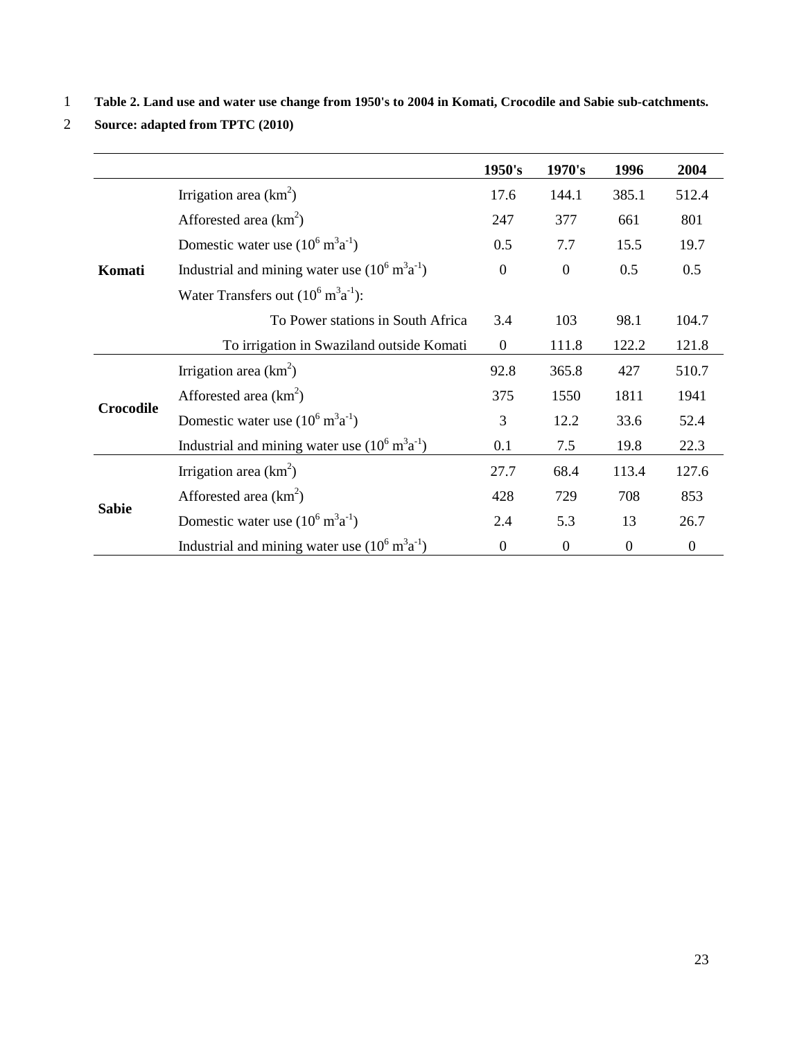**Table 2. Land use and water use change from 1950's to 2004 in Komati, Crocodile and Sabie sub-catchments. Source: adapted from TPTC (2010)**

| | | 1950's | 1970's | 1996 | 2004 |
|---|---|---|---|---|---|
| **Komati** | Irrigation area ($km^2$) | 17.6 | 144.1 | 385.1 | 512.4 |
| | Afforested area ($km^2$) | 247 | 377 | 661 | 801 |
| | Domestic water use ($10^6$ $m^3a^{-1}$) | 0.5 | 7.7 | 15.5 | 19.7 |
| | Industrial and mining water use ($10^6$ $m^3a^{-1}$) | 0 | 0 | 0.5 | 0.5 |
| | Water Transfers out ($10^6$ $m^3a^{-1}$): | | | | |
| | To Power stations in South Africa | 3.4 | 103 | 98.1 | 104.7 |
| | To irrigation in Swaziland outside Komati | 0 | 111.8 | 122.2 | 121.8 |
| **Crocodile** | Irrigation area ($km^2$) | 92.8 | 365.8 | 427 | 510.7 |
| | Afforested area ($km^2$) | 375 | 1550 | 1811 | 1941 |
| | Domestic water use ($10^6$ $m^3a^{-1}$) | 3 | 12.2 | 33.6 | 52.4 |
| | Industrial and mining water use ($10^6$ $m^3a^{-1}$) | 0.1 | 7.5 | 19.8 | 22.3 |
| **Sabie** | Irrigation area ($km^2$) | 27.7 | 68.4 | 113.4 | 127.6 |
| | Afforested area ($km^2$) | 428 | 729 | 708 | 853 |
| | Domestic water use ($10^6$ $m^3a^{-1}$) | 2.4 | 5.3 | 13 | 26.7 |
| | Industrial and mining water use ($10^6$ $m^3a^{-1}$) | 0 | 0 | 0 | 0 |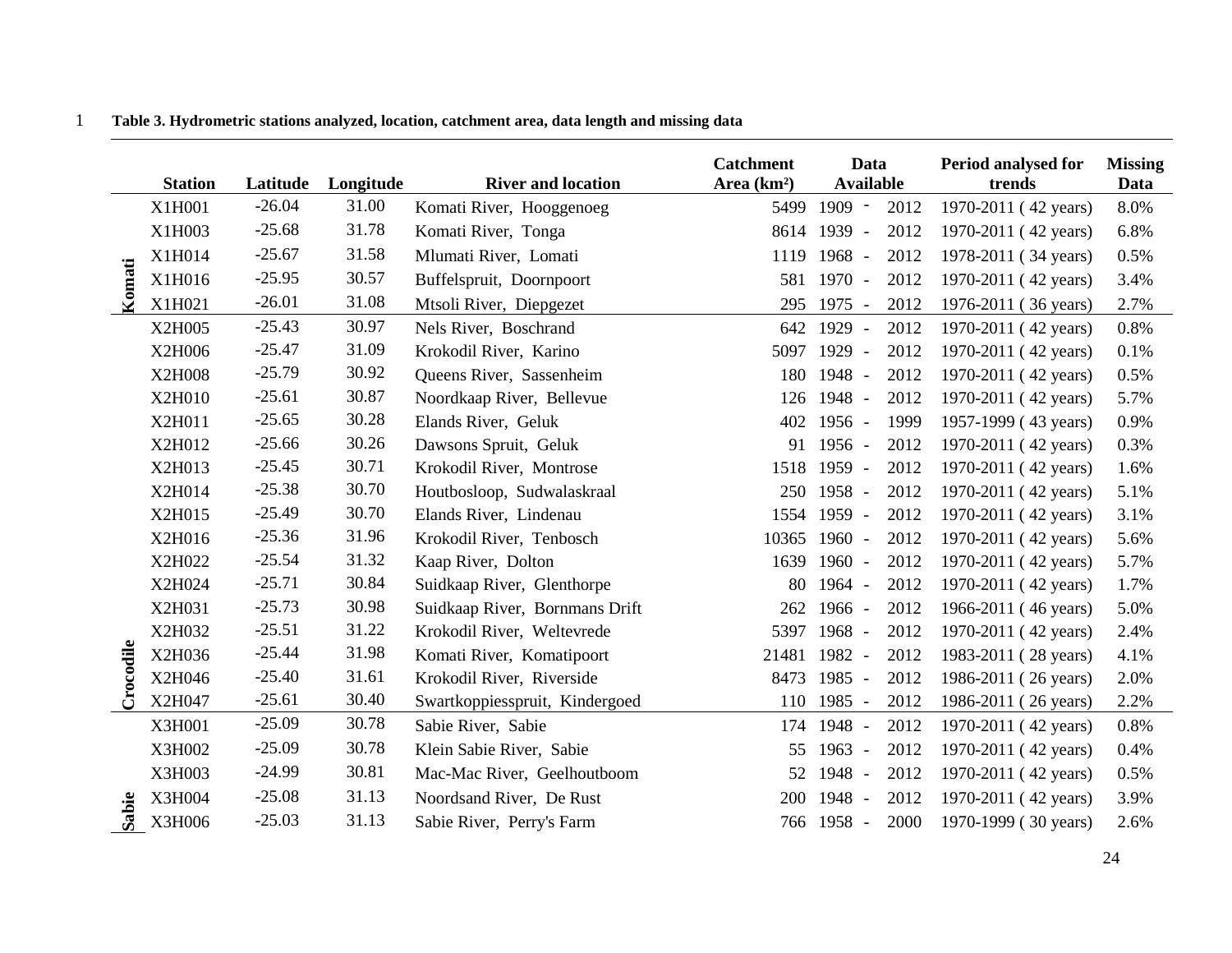**Table 3. Hydrometric stations analyzed, location, catchment area, data length and missing data**

| | Station | Latitude | Longitude | River and location | Catchment Area (km²) | Data Available | Period analysed for trends | Missing Data |
|---|---|---|---|---|---|---|---|---|
| Komati | X1H001 | -26.04 | 31.00 | Komati River, Hooggenoeg | 5499 | 1909 - 2012 | 1970-2011 ( 42 years) | 8.0% |
| | X1H003 | -25.68 | 31.78 | Komati River, Tonga | 8614 | 1939 - 2012 | 1970-2011 ( 42 years) | 6.8% |
| | X1H014 | -25.67 | 31.58 | Mlumati River, Lomati | 1119 | 1968 - 2012 | 1978-2011 ( 34 years) | 0.5% |
| | X1H016 | -25.95 | 30.57 | Buffelspruit, Doornpoort | 581 | 1970 - 2012 | 1970-2011 ( 42 years) | 3.4% |
| | X1H021 | -26.01 | 31.08 | Mtsoli River, Diepgezet | 295 | 1975 - 2012 | 1976-2011 ( 36 years) | 2.7% |
| Crocodile | X2H005 | -25.43 | 30.97 | Nels River, Boschrand | 642 | 1929 - 2012 | 1970-2011 ( 42 years) | 0.8% |
| | X2H006 | -25.47 | 31.09 | Krokodil River, Karino | 5097 | 1929 - 2012 | 1970-2011 ( 42 years) | 0.1% |
| | X2H008 | -25.79 | 30.92 | Queens River, Sassenheim | 180 | 1948 - 2012 | 1970-2011 ( 42 years) | 0.5% |
| | X2H010 | -25.61 | 30.87 | Noordkaap River, Bellevue | 126 | 1948 - 2012 | 1970-2011 ( 42 years) | 5.7% |
| | X2H011 | -25.65 | 30.28 | Elands River, Geluk | 402 | 1956 - 1999 | 1957-1999 ( 43 years) | 0.9% |
| | X2H012 | -25.66 | 30.26 | Dawsons Spruit, Geluk | 91 | 1956 - 2012 | 1970-2011 ( 42 years) | 0.3% |
| | X2H013 | -25.45 | 30.71 | Krokodil River, Montrose | 1518 | 1959 - 2012 | 1970-2011 ( 42 years) | 1.6% |
| | X2H014 | -25.38 | 30.70 | Houtbosloop, Sudwalaskraal | 250 | 1958 - 2012 | 1970-2011 ( 42 years) | 5.1% |
| | X2H015 | -25.49 | 30.70 | Elands River, Lindenau | 1554 | 1959 - 2012 | 1970-2011 ( 42 years) | 3.1% |
| | X2H016 | -25.36 | 31.96 | Krokodil River, Tenbosch | 10365 | 1960 - 2012 | 1970-2011 ( 42 years) | 5.6% |
| | X2H022 | -25.54 | 31.32 | Kaap River, Dolton | 1639 | 1960 - 2012 | 1970-2011 ( 42 years) | 5.7% |
| | X2H024 | -25.71 | 30.84 | Suidkaap River, Glenthorpe | 80 | 1964 - 2012 | 1970-2011 ( 42 years) | 1.7% |
| | X2H031 | -25.73 | 30.98 | Suidkaap River, Bornmans Drift | 262 | 1966 - 2012 | 1966-2011 ( 46 years) | 5.0% |
| | X2H032 | -25.51 | 31.22 | Krokodil River, Weltevrede | 5397 | 1968 - 2012 | 1970-2011 ( 42 years) | 2.4% |
| | X2H036 | -25.44 | 31.98 | Komati River, Komatipoort | 21481 | 1982 - 2012 | 1983-2011 ( 28 years) | 4.1% |
| | X2H046 | -25.40 | 31.61 | Krokodil River, Riverside | 8473 | 1985 - 2012 | 1986-2011 ( 26 years) | 2.0% |
| | X2H047 | -25.61 | 30.40 | Swartkoppiesspruit, Kindergoed | 110 | 1985 - 2012 | 1986-2011 ( 26 years) | 2.2% |
| Sabie | X3H001 | -25.09 | 30.78 | Sabie River, Sabie | 174 | 1948 - 2012 | 1970-2011 ( 42 years) | 0.8% |
| | X3H002 | -25.09 | 30.78 | Klein Sabie River, Sabie | 55 | 1963 - 2012 | 1970-2011 ( 42 years) | 0.4% |
| | X3H003 | -24.99 | 30.81 | Mac-Mac River, Geelhoutboom | 52 | 1948 - 2012 | 1970-2011 ( 42 years) | 0.5% |
| | X3H004 | -25.08 | 31.13 | Noordsand River, De Rust | 200 | 1948 - 2012 | 1970-2011 ( 42 years) | 3.9% |
| | X3H006 | -25.03 | 31.13 | Sabie River, Perry's Farm | 766 | 1958 - 2000 | 1970-1999 ( 30 years) | 2.6% |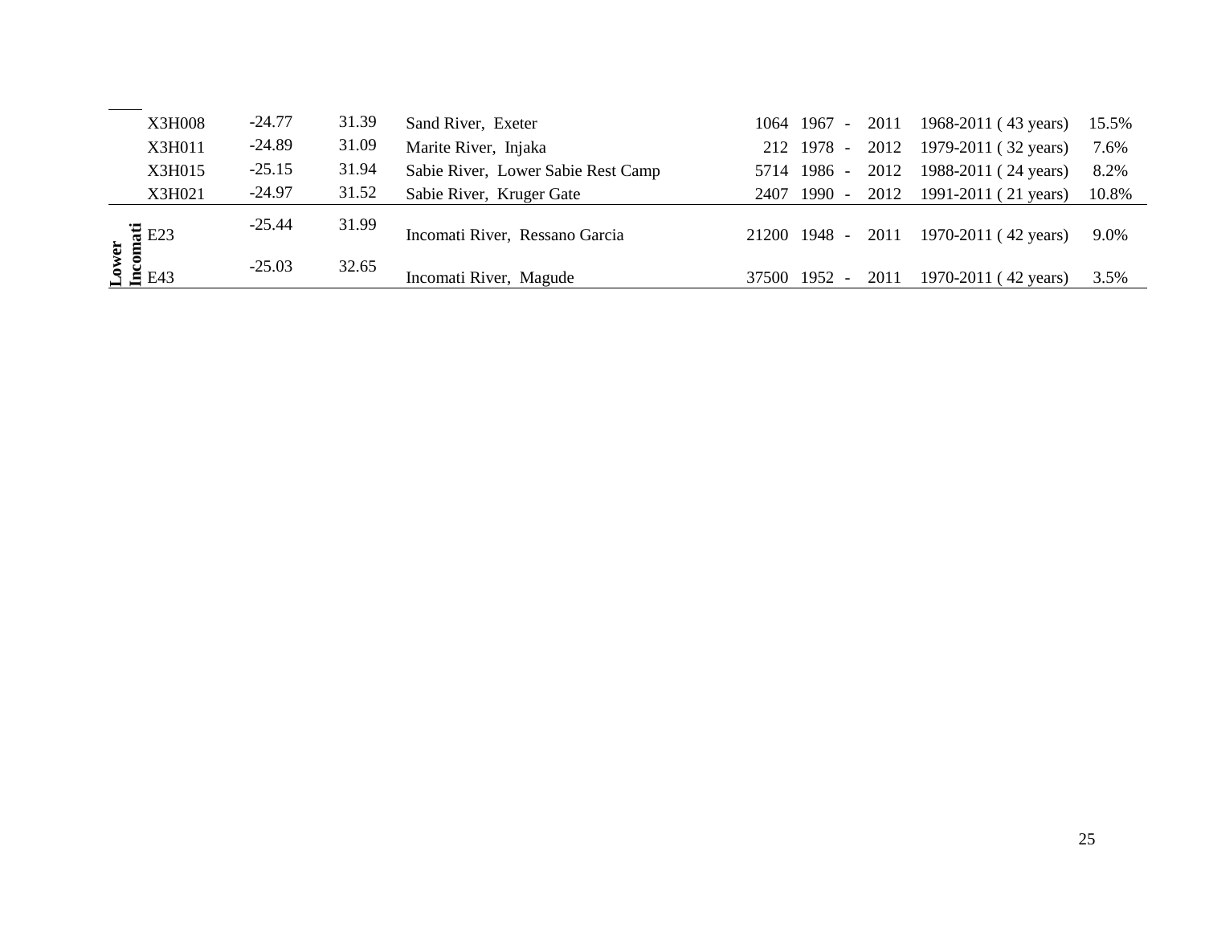|  |  |  |  |  |  |  |  |  |
|---|---|---|---|---|---|---|---|---|
|  | X3H008 | -24.77 | 31.39 | Sand River, Exeter | 1064 | 1967 - 2011 | 1968-2011 ( 43 years) | 15.5% |
|  | X3H011 | -24.89 | 31.09 | Marite River, Injaka | 212 | 1978 - 2012 | 1979-2011 ( 32 years) | 7.6% |
|  | X3H015 | -25.15 | 31.94 | Sabie River, Lower Sabie Rest Camp | 5714 | 1986 - 2012 | 1988-2011 ( 24 years) | 8.2% |
|  | X3H021 | -24.97 | 31.52 | Sabie River, Kruger Gate | 2407 | 1990 - 2012 | 1991-2011 ( 21 years) | 10.8% |
| **Lower Incomati** | E23 | -25.44 | 31.99 | Incomati River, Ressano Garcia | 21200 | 1948 - 2011 | 1970-2011 ( 42 years) | 9.0% |
|  | E43 | -25.03 | 32.65 | Incomati River, Magude | 37500 | 1952 - 2011 | 1970-2011 ( 42 years) | 3.5% |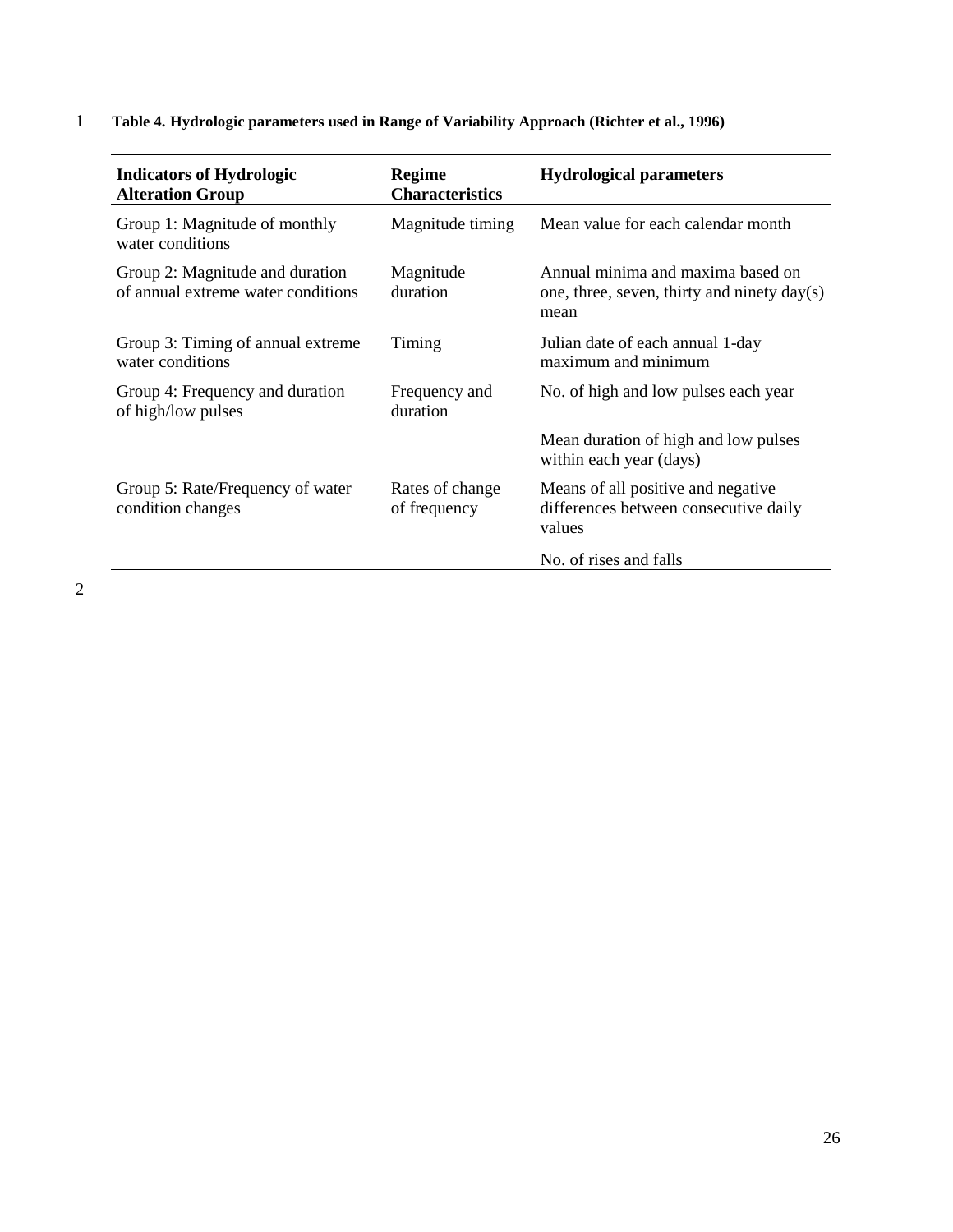**Table 4. Hydrologic parameters used in Range of Variability Approach (Richter et al., 1996)**

| Indicators of Hydrologic Alteration Group | Regime Characteristics | Hydrological parameters |
|---|---|---|
| Group 1: Magnitude of monthly water conditions | Magnitude timing | Mean value for each calendar month |
| Group 2: Magnitude and duration of annual extreme water conditions | Magnitude duration | Annual minima and maxima based on one, three, seven, thirty and ninety day(s) mean |
| Group 3: Timing of annual extreme water conditions | Timing | Julian date of each annual 1-day maximum and minimum |
| Group 4: Frequency and duration of high/low pulses | Frequency and duration | No. of high and low pulses each year |
| | | Mean duration of high and low pulses within each year (days) |
| Group 5: Rate/Frequency of water condition changes | Rates of change of frequency | Means of all positive and negative differences between consecutive daily values |
| | | No. of rises and falls |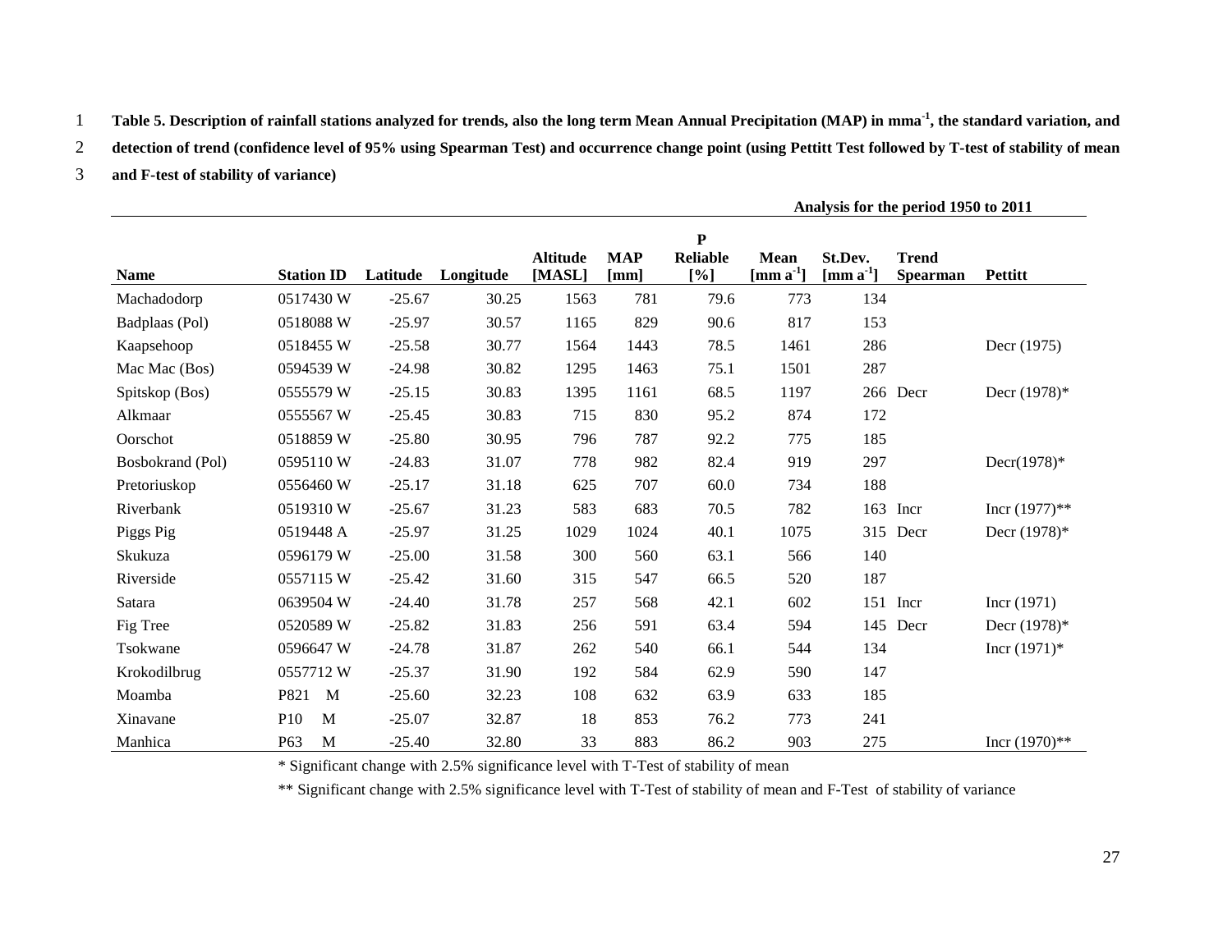**Table 5. Description of rainfall stations analyzed for trends, also the long term Mean Annual Precipitation (MAP) in mma$^{-1}$, the standard variation, and detection of trend (confidence level of 95% using Spearman Test) and occurrence change point (using Pettitt Test followed by T-test of stability of mean and F-test of stability of variance)**

| | | | | | | | Analysis for the period 1950 to 2011 | | | |
|---|---|---|---|---|---|---|---|---|---|---|
| **Name** | **Station ID** | **Latitude** | **Longitude** | **Altitude [MASL]** | **MAP [mm]** | **P Reliable [%]** | **Mean [mm a$^{-1}$]** | **St.Dev. [mm a$^{-1}$]** | **Trend Spearman** | **Pettitt** |
| Machadodorp | 0517430 W | -25.67 | 30.25 | 1563 | 781 | 79.6 | 773 | 134 | | |
| Badplaas (Pol) | 0518088 W | -25.97 | 30.57 | 1165 | 829 | 90.6 | 817 | 153 | | |
| Kaapsehoop | 0518455 W | -25.58 | 30.77 | 1564 | 1443 | 78.5 | 1461 | 286 | | Decr (1975) |
| Mac Mac (Bos) | 0594539 W | -24.98 | 30.82 | 1295 | 1463 | 75.1 | 1501 | 287 | | |
| Spitskop (Bos) | 0555579 W | -25.15 | 30.83 | 1395 | 1161 | 68.5 | 1197 | 266 | Decr | Decr (1978)* |
| Alkmaar | 0555567 W | -25.45 | 30.83 | 715 | 830 | 95.2 | 874 | 172 | | |
| Oorschot | 0518859 W | -25.80 | 30.95 | 796 | 787 | 92.2 | 775 | 185 | | |
| Bosbokrand (Pol) | 0595110 W | -24.83 | 31.07 | 778 | 982 | 82.4 | 919 | 297 | | Decr(1978)* |
| Pretoriuskop | 0556460 W | -25.17 | 31.18 | 625 | 707 | 60.0 | 734 | 188 | | |
| Riverbank | 0519310 W | -25.67 | 31.23 | 583 | 683 | 70.5 | 782 | 163 | Incr | Incr (1977)** |
| Piggs Pig | 0519448 A | -25.97 | 31.25 | 1029 | 1024 | 40.1 | 1075 | 315 | Decr | Decr (1978)* |
| Skukuza | 0596179 W | -25.00 | 31.58 | 300 | 560 | 63.1 | 566 | 140 | | |
| Riverside | 0557115 W | -25.42 | 31.60 | 315 | 547 | 66.5 | 520 | 187 | | |
| Satara | 0639504 W | -24.40 | 31.78 | 257 | 568 | 42.1 | 602 | 151 | Incr | Incr (1971) |
| Fig Tree | 0520589 W | -25.82 | 31.83 | 256 | 591 | 63.4 | 594 | 145 | Decr | Decr (1978)* |
| Tsokwane | 0596647 W | -24.78 | 31.87 | 262 | 540 | 66.1 | 544 | 134 | | Incr (1971)* |
| Krokodilbrug | 0557712 W | -25.37 | 31.90 | 192 | 584 | 62.9 | 590 | 147 | | |
| Moamba | P821 M | -25.60 | 32.23 | 108 | 632 | 63.9 | 633 | 185 | | |
| Xinavane | P10 M | -25.07 | 32.87 | 18 | 853 | 76.2 | 773 | 241 | | |
| Manhica | P63 M | -25.40 | 32.80 | 33 | 883 | 86.2 | 903 | 275 | | Incr (1970)** |

\* Significant change with 2.5% significance level with T-Test of stability of mean

\*\* Significant change with 2.5% significance level with T-Test of stability of mean and F-Test of stability of variance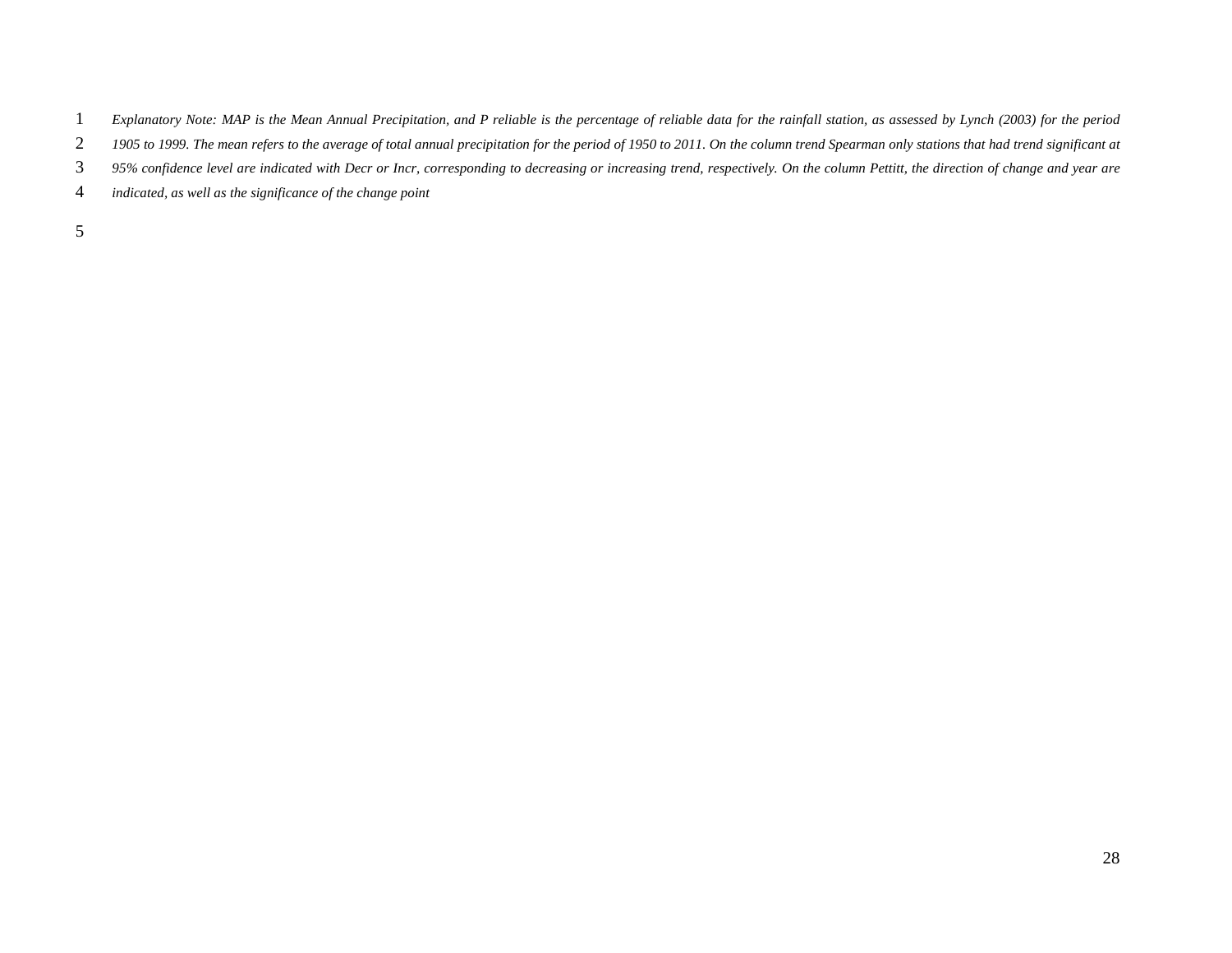*Explanatory Note: MAP is the Mean Annual Precipitation, and P reliable is the percentage of reliable data for the rainfall station, as assessed by Lynch (2003) for the period 1905 to 1999. The mean refers to the average of total annual precipitation for the period of 1950 to 2011. On the column trend Spearman only stations that had trend significant at 95% confidence level are indicated with Decr or Incr, corresponding to decreasing or increasing trend, respectively. On the column Pettitt, the direction of change and year are indicated, as well as the significance of the change point*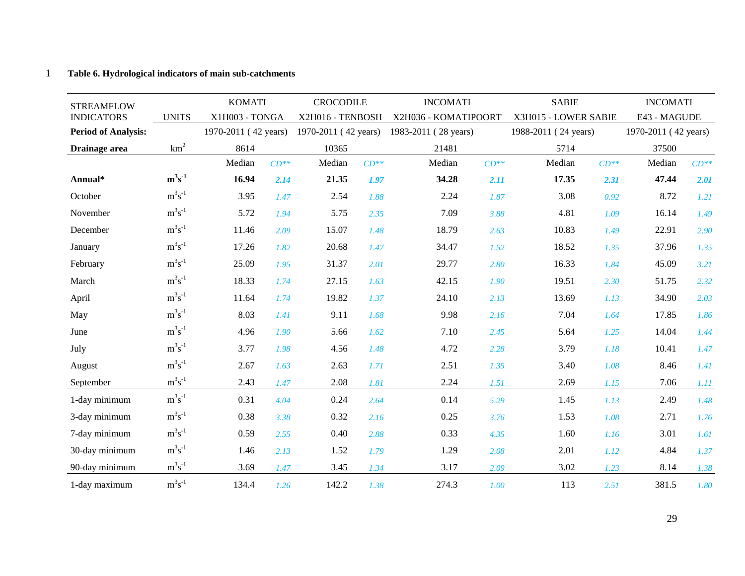**Table 6. Hydrological indicators of main sub-catchments**

| STREAMFLOW INDICATORS | UNITS | KOMATI X1H003 - TONGA | | CROCODILE X2H016 - TENBOSH | | INCOMATI X2H036 - KOMATIPOORT | | SABIE X3H015 - LOWER SABIE | | INCOMATI E43 - MAGUDE | |
|---|---|---|---|---|---|---|---|---|---|---|---|
| **Period of Analysis:** | | 1970-2011 ( 42 years) | | 1970-2011 ( 42 years) | | 1983-2011 ( 28 years) | | 1988-2011 ( 24 years) | | 1970-2011 ( 42 years) | |
| **Drainage area** | $km^2$ | 8614 | | 10365 | | 21481 | | 5714 | | 37500 | |
| | | Median | *CD\*\** | Median | *CD\*\** | Median | *CD\*\** | Median | *CD\*\** | Median | *CD\*\** |
| **Annual\*** | $m^3s^{-1}$ | **16.94** | ***2.14*** | **21.35** | ***1.97*** | **34.28** | ***2.11*** | **17.35** | ***2.31*** | **47.44** | ***2.01*** |
| October | $m^3s^{-1}$ | 3.95 | *1.47* | 2.54 | *1.88* | 2.24 | *1.87* | 3.08 | *0.92* | 8.72 | *1.21* |
| November | $m^3s^{-1}$ | 5.72 | *1.94* | 5.75 | *2.35* | 7.09 | *3.88* | 4.81 | *1.09* | 16.14 | *1.49* |
| December | $m^3s^{-1}$ | 11.46 | *2.09* | 15.07 | *1.48* | 18.79 | *2.63* | 10.83 | *1.49* | 22.91 | *2.90* |
| January | $m^3s^{-1}$ | 17.26 | *1.82* | 20.68 | *1.47* | 34.47 | *1.52* | 18.52 | *1.35* | 37.96 | *1.35* |
| February | $m^3s^{-1}$ | 25.09 | *1.95* | 31.37 | *2.01* | 29.77 | *2.80* | 16.33 | *1.84* | 45.09 | *3.21* |
| March | $m^3s^{-1}$ | 18.33 | *1.74* | 27.15 | *1.63* | 42.15 | *1.90* | 19.51 | *2.30* | 51.75 | *2.32* |
| April | $m^3s^{-1}$ | 11.64 | *1.74* | 19.82 | *1.37* | 24.10 | *2.13* | 13.69 | *1.13* | 34.90 | *2.03* |
| May | $m^3s^{-1}$ | 8.03 | *1.41* | 9.11 | *1.68* | 9.98 | *2.16* | 7.04 | *1.64* | 17.85 | *1.86* |
| June | $m^3s^{-1}$ | 4.96 | *1.90* | 5.66 | *1.62* | 7.10 | *2.45* | 5.64 | *1.25* | 14.04 | *1.44* |
| July | $m^3s^{-1}$ | 3.77 | *1.98* | 4.56 | *1.48* | 4.72 | *2.28* | 3.79 | *1.18* | 10.41 | *1.47* |
| August | $m^3s^{-1}$ | 2.67 | *1.63* | 2.63 | *1.71* | 2.51 | *1.35* | 3.40 | *1.08* | 8.46 | *1.41* |
| September | $m^3s^{-1}$ | 2.43 | *1.47* | 2.08 | *1.81* | 2.24 | *1.51* | 2.69 | *1.15* | 7.06 | *1.11* |
| 1-day minimum | $m^3s^{-1}$ | 0.31 | *4.04* | 0.24 | *2.64* | 0.14 | *5.29* | 1.45 | *1.13* | 2.49 | *1.48* |
| 3-day minimum | $m^3s^{-1}$ | 0.38 | *3.38* | 0.32 | *2.16* | 0.25 | *3.76* | 1.53 | *1.08* | 2.71 | *1.76* |
| 7-day minimum | $m^3s^{-1}$ | 0.59 | *2.55* | 0.40 | *2.88* | 0.33 | *4.35* | 1.60 | *1.16* | 3.01 | *1.61* |
| 30-day minimum | $m^3s^{-1}$ | 1.46 | *2.13* | 1.52 | *1.79* | 1.29 | *2.08* | 2.01 | *1.12* | 4.84 | *1.37* |
| 90-day minimum | $m^3s^{-1}$ | 3.69 | *1.47* | 3.45 | *1.34* | 3.17 | *2.09* | 3.02 | *1.23* | 8.14 | *1.38* |
| 1-day maximum | $m^3s^{-1}$ | 134.4 | *1.26* | 142.2 | *1.38* | 274.3 | *1.00* | 113 | *2.51* | 381.5 | *1.80* |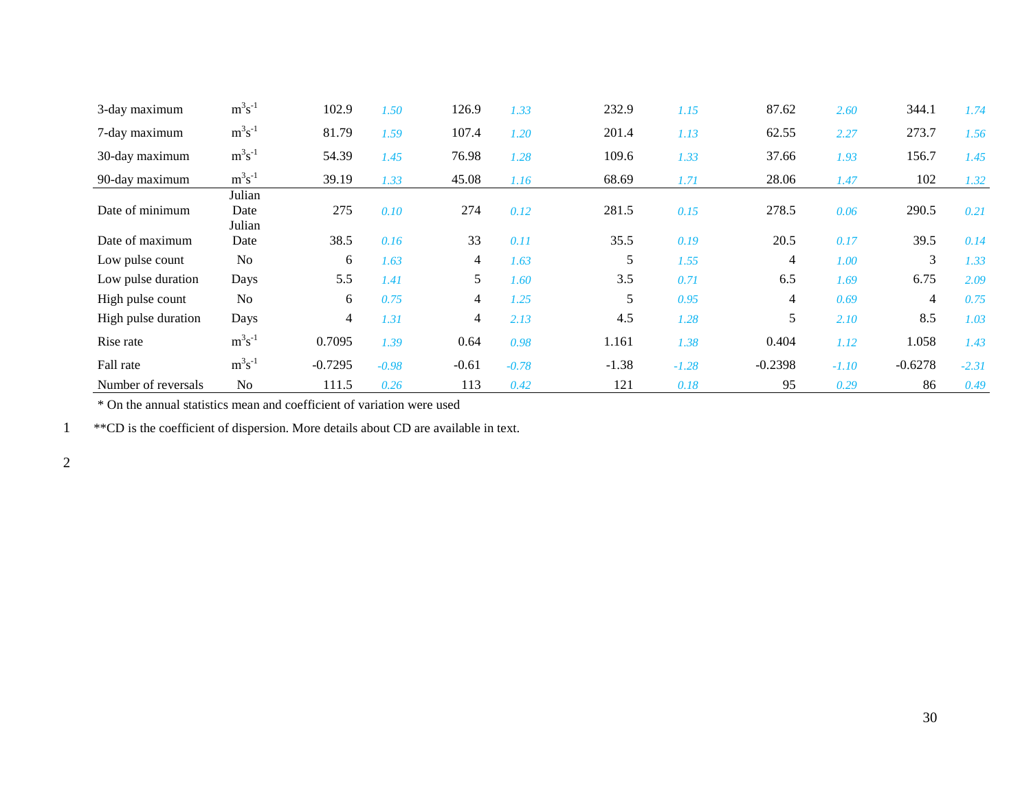| | | | | | | | | | | | |
|---|---|---|---|---|---|---|---|---|---|---|---|
| 3-day maximum | $m^3s^{-1}$ | 102.9 | *1.50* | 126.9 | *1.33* | 232.9 | *1.15* | 87.62 | *2.60* | 344.1 | *1.74* |
| 7-day maximum | $m^3s^{-1}$ | 81.79 | *1.59* | 107.4 | *1.20* | 201.4 | *1.13* | 62.55 | *2.27* | 273.7 | *1.56* |
| 30-day maximum | $m^3s^{-1}$ | 54.39 | *1.45* | 76.98 | *1.28* | 109.6 | *1.33* | 37.66 | *1.93* | 156.7 | *1.45* |
| 90-day maximum | $m^3s^{-1}$ | 39.19 | *1.33* | 45.08 | *1.16* | 68.69 | *1.71* | 28.06 | *1.47* | 102 | *1.32* |
| Date of minimum | Julian Date | 275 | *0.10* | 274 | *0.12* | 281.5 | *0.15* | 278.5 | *0.06* | 290.5 | *0.21* |
| Date of maximum | Julian Date | 38.5 | *0.16* | 33 | *0.11* | 35.5 | *0.19* | 20.5 | *0.17* | 39.5 | *0.14* |
| Low pulse count | No | 6 | *1.63* | 4 | *1.63* | 5 | *1.55* | 4 | *1.00* | 3 | *1.33* |
| Low pulse duration | Days | 5.5 | *1.41* | 5 | *1.60* | 3.5 | *0.71* | 6.5 | *1.69* | 6.75 | *2.09* |
| High pulse count | No | 6 | *0.75* | 4 | *1.25* | 5 | *0.95* | 4 | *0.69* | 4 | *0.75* |
| High pulse duration | Days | 4 | *1.31* | 4 | *2.13* | 4.5 | *1.28* | 5 | *2.10* | 8.5 | *1.03* |
| Rise rate | $m^3s^{-1}$ | 0.7095 | *1.39* | 0.64 | *0.98* | 1.161 | *1.38* | 0.404 | *1.12* | 1.058 | *1.43* |
| Fall rate | $m^3s^{-1}$ | -0.7295 | *-0.98* | -0.61 | *-0.78* | -1.38 | *-1.28* | -0.2398 | *-1.10* | -0.6278 | *-2.31* |
| Number of reversals | No | 111.5 | *0.26* | 113 | *0.42* | 121 | *0.18* | 95 | *0.29* | 86 | *0.49* |

* On the annual statistics mean and coefficient of variation were used

**CD is the coefficient of dispersion. More details about CD are available in text.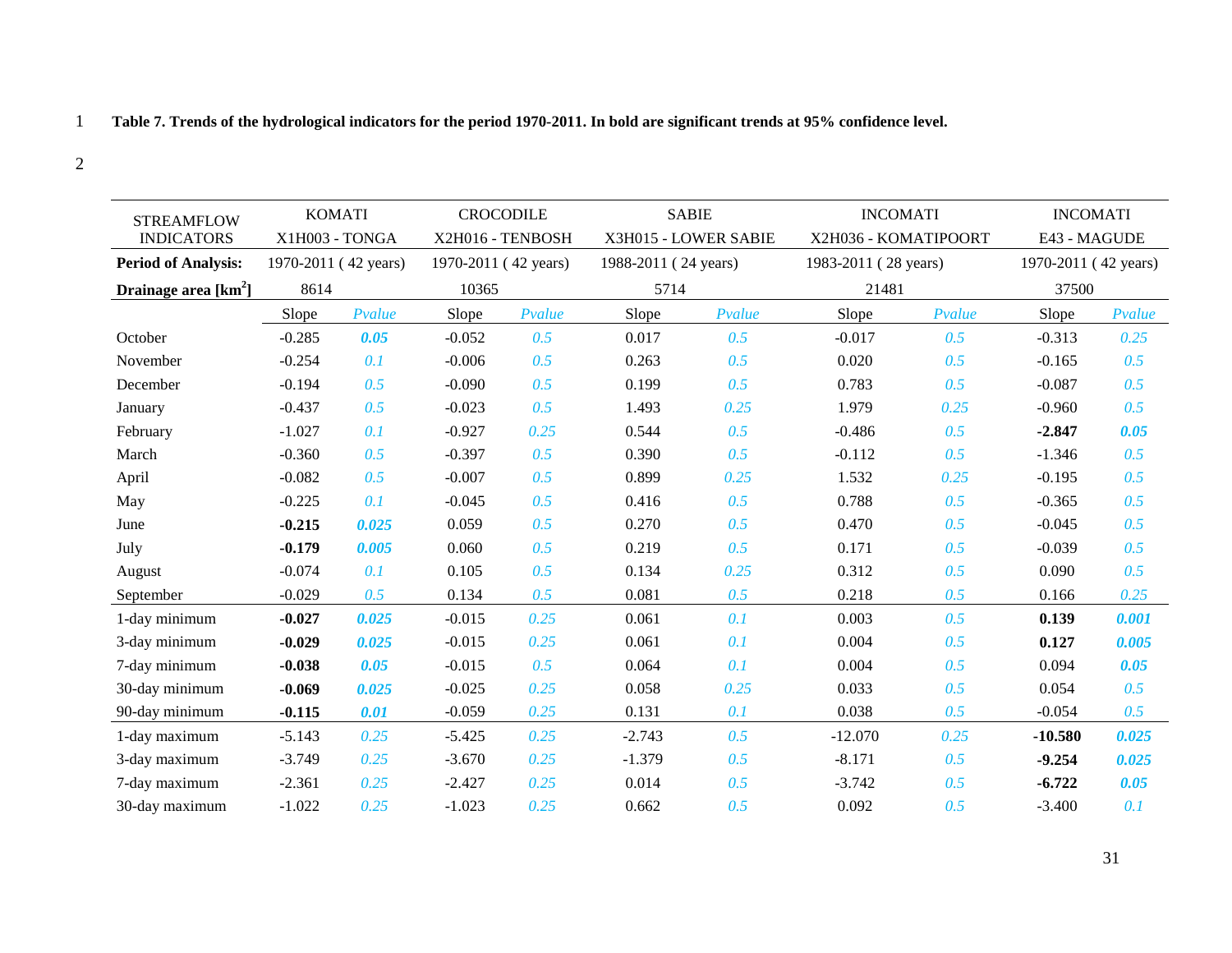**Table 7. Trends of the hydrological indicators for the period 1970-2011. In bold are significant trends at 95% confidence level.**

| STREAMFLOW INDICATORS | KOMATI X1H003 - TONGA | | CROCODILE X2H016 - TENBOSH | | SABIE X3H015 - LOWER SABIE | | INCOMATI X2H036 - KOMATIPOORT | | INCOMATI E43 - MAGUDE | |
|---|---|---|---|---|---|---|---|---|---|---|
| **Period of Analysis:** | 1970-2011 ( 42 years) | | 1970-2011 ( 42 years) | | 1988-2011 ( 24 years) | | 1983-2011 ( 28 years) | | 1970-2011 ( 42 years) | |
| **Drainage area [km$^2$]** | 8614 | | 10365 | | 5714 | | 21481 | | 37500 | |
| | Slope | *Pvalue* | Slope | *Pvalue* | Slope | *Pvalue* | Slope | *Pvalue* | Slope | *Pvalue* |
| October | -0.285 | ***0.05*** | -0.052 | *0.5* | 0.017 | *0.5* | -0.017 | *0.5* | -0.313 | *0.25* |
| November | -0.254 | *0.1* | -0.006 | *0.5* | 0.263 | *0.5* | 0.020 | *0.5* | -0.165 | *0.5* |
| December | -0.194 | *0.5* | -0.090 | *0.5* | 0.199 | *0.5* | 0.783 | *0.5* | -0.087 | *0.5* |
| January | -0.437 | *0.5* | -0.023 | *0.5* | 1.493 | *0.25* | 1.979 | *0.25* | -0.960 | *0.5* |
| February | -1.027 | *0.1* | -0.927 | *0.25* | 0.544 | *0.5* | -0.486 | *0.5* | **-2.847** | ***0.05*** |
| March | -0.360 | *0.5* | -0.397 | *0.5* | 0.390 | *0.5* | -0.112 | *0.5* | -1.346 | *0.5* |
| April | -0.082 | *0.5* | -0.007 | *0.5* | 0.899 | *0.25* | 1.532 | *0.25* | -0.195 | *0.5* |
| May | -0.225 | *0.1* | -0.045 | *0.5* | 0.416 | *0.5* | 0.788 | *0.5* | -0.365 | *0.5* |
| June | **-0.215** | ***0.025*** | 0.059 | *0.5* | 0.270 | *0.5* | 0.470 | *0.5* | -0.045 | *0.5* |
| July | **-0.179** | ***0.005*** | 0.060 | *0.5* | 0.219 | *0.5* | 0.171 | *0.5* | -0.039 | *0.5* |
| August | -0.074 | *0.1* | 0.105 | *0.5* | 0.134 | *0.25* | 0.312 | *0.5* | 0.090 | *0.5* |
| September | -0.029 | *0.5* | 0.134 | *0.5* | 0.081 | *0.5* | 0.218 | *0.5* | 0.166 | *0.25* |
| 1-day minimum | **-0.027** | ***0.025*** | -0.015 | *0.25* | 0.061 | *0.1* | 0.003 | *0.5* | **0.139** | ***0.001*** |
| 3-day minimum | **-0.029** | ***0.025*** | -0.015 | *0.25* | 0.061 | *0.1* | 0.004 | *0.5* | **0.127** | ***0.005*** |
| 7-day minimum | **-0.038** | ***0.05*** | -0.015 | *0.5* | 0.064 | *0.1* | 0.004 | *0.5* | 0.094 | ***0.05*** |
| 30-day minimum | **-0.069** | ***0.025*** | -0.025 | *0.25* | 0.058 | *0.25* | 0.033 | *0.5* | 0.054 | *0.5* |
| 90-day minimum | **-0.115** | ***0.01*** | -0.059 | *0.25* | 0.131 | *0.1* | 0.038 | *0.5* | -0.054 | *0.5* |
| 1-day maximum | -5.143 | *0.25* | -5.425 | *0.25* | -2.743 | *0.5* | -12.070 | *0.25* | **-10.580** | ***0.025*** |
| 3-day maximum | -3.749 | *0.25* | -3.670 | *0.25* | -1.379 | *0.5* | -8.171 | *0.5* | **-9.254** | ***0.025*** |
| 7-day maximum | -2.361 | *0.25* | -2.427 | *0.25* | 0.014 | *0.5* | -3.742 | *0.5* | **-6.722** | ***0.05*** |
| 30-day maximum | -1.022 | *0.25* | -1.023 | *0.25* | 0.662 | *0.5* | 0.092 | *0.5* | -3.400 | *0.1* |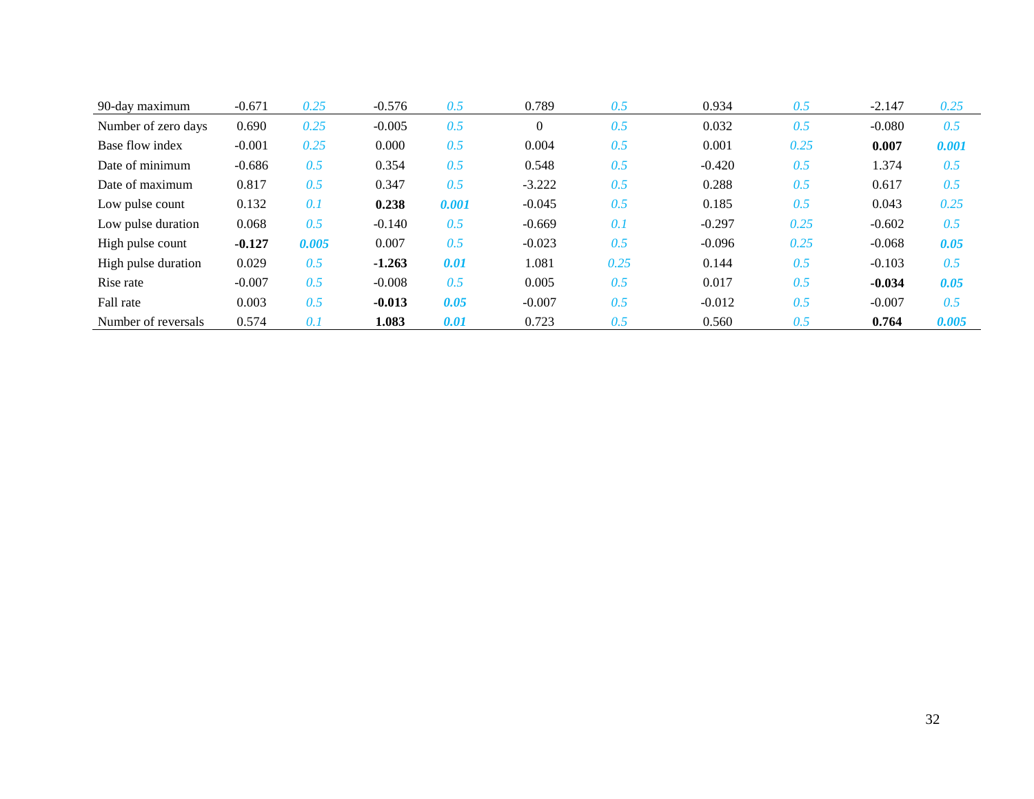| | | | | | | | | | | |
|---|---|---|---|---|---|---|---|---|---|---|
| 90-day maximum | -0.671 | *0.25* | -0.576 | *0.5* | 0.789 | *0.5* | 0.934 | *0.5* | -2.147 | *0.25* |
| Number of zero days | 0.690 | *0.25* | -0.005 | *0.5* | 0 | *0.5* | 0.032 | *0.5* | -0.080 | *0.5* |
| Base flow index | -0.001 | *0.25* | 0.000 | *0.5* | 0.004 | *0.5* | 0.001 | *0.25* | **0.007** | ***0.001*** |
| Date of minimum | -0.686 | *0.5* | 0.354 | *0.5* | 0.548 | *0.5* | -0.420 | *0.5* | 1.374 | *0.5* |
| Date of maximum | 0.817 | *0.5* | 0.347 | *0.5* | -3.222 | *0.5* | 0.288 | *0.5* | 0.617 | *0.5* |
| Low pulse count | 0.132 | *0.1* | **0.238** | ***0.001*** | -0.045 | *0.5* | 0.185 | *0.5* | 0.043 | *0.25* |
| Low pulse duration | 0.068 | *0.5* | -0.140 | *0.5* | -0.669 | *0.1* | -0.297 | *0.25* | -0.602 | *0.5* |
| High pulse count | **-0.127** | ***0.005*** | 0.007 | *0.5* | -0.023 | *0.5* | -0.096 | *0.25* | -0.068 | ***0.05*** |
| High pulse duration | 0.029 | *0.5* | **-1.263** | ***0.01*** | 1.081 | *0.25* | 0.144 | *0.5* | -0.103 | *0.5* |
| Rise rate | -0.007 | *0.5* | -0.008 | *0.5* | 0.005 | *0.5* | 0.017 | *0.5* | **-0.034** | ***0.05*** |
| Fall rate | 0.003 | *0.5* | **-0.013** | ***0.05*** | -0.007 | *0.5* | -0.012 | *0.5* | -0.007 | *0.5* |
| Number of reversals | 0.574 | *0.1* | **1.083** | ***0.01*** | 0.723 | *0.5* | 0.560 | *0.5* | **0.764** | ***0.005*** |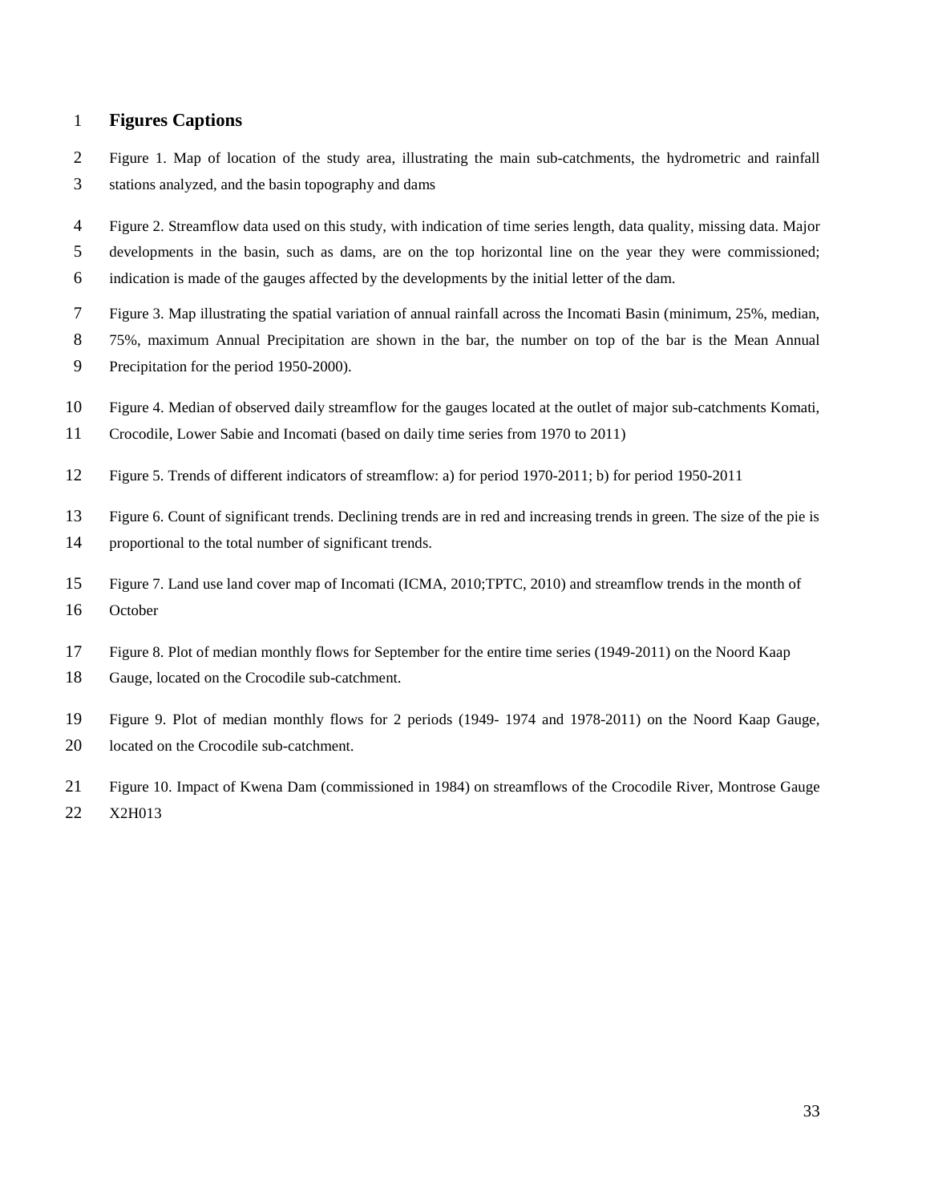## Figures Captions

Figure 1. Map of location of the study area, illustrating the main sub-catchments, the hydrometric and rainfall stations analyzed, and the basin topography and dams

Figure 2. Streamflow data used on this study, with indication of time series length, data quality, missing data. Major developments in the basin, such as dams, are on the top horizontal line on the year they were commissioned; indication is made of the gauges affected by the developments by the initial letter of the dam.

Figure 3. Map illustrating the spatial variation of annual rainfall across the Incomati Basin (minimum, 25%, median, 75%, maximum Annual Precipitation are shown in the bar, the number on top of the bar is the Mean Annual Precipitation for the period 1950-2000).

Figure 4. Median of observed daily streamflow for the gauges located at the outlet of major sub-catchments Komati, Crocodile, Lower Sabie and Incomati (based on daily time series from 1970 to 2011)

Figure 5. Trends of different indicators of streamflow: a) for period 1970-2011; b) for period 1950-2011

Figure 6. Count of significant trends. Declining trends are in red and increasing trends in green. The size of the pie is proportional to the total number of significant trends.

Figure 7. Land use land cover map of Incomati (ICMA, 2010;TPTC, 2010) and streamflow trends in the month of October

Figure 8. Plot of median monthly flows for September for the entire time series (1949-2011) on the Noord Kaap Gauge, located on the Crocodile sub-catchment.

Figure 9. Plot of median monthly flows for 2 periods (1949- 1974 and 1978-2011) on the Noord Kaap Gauge, located on the Crocodile sub-catchment.

Figure 10. Impact of Kwena Dam (commissioned in 1984) on streamflows of the Crocodile River, Montrose Gauge X2H013